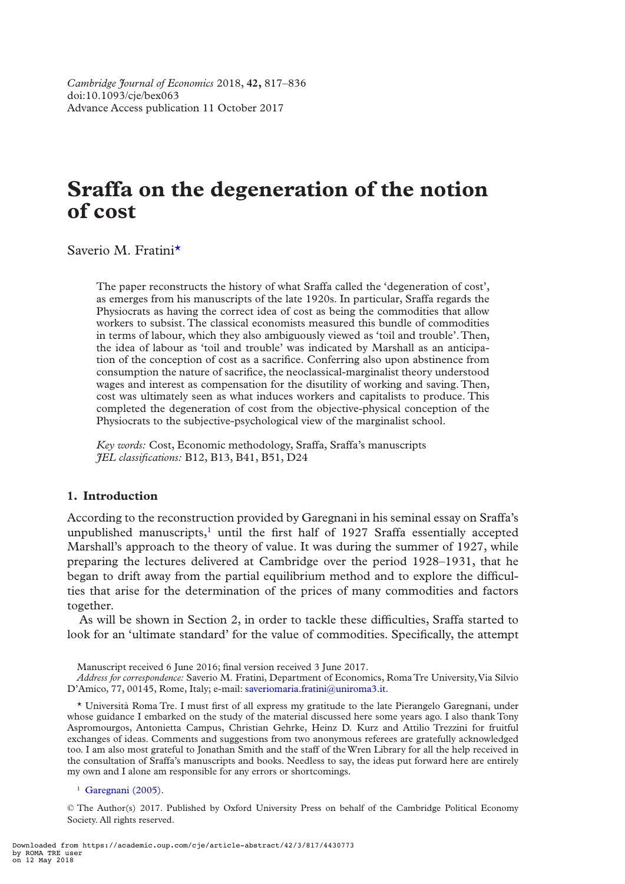*Cambridge Journal of Economics* 2018, **42,** 817–836
doi:10.1093/cje/bex063
Advance Access publication 11 October 2017

# Sraffa on the degeneration of the notion of cost

Saverio M. Fratini*

The paper reconstructs the history of what Sraffa called the 'degeneration of cost', as emerges from his manuscripts of the late 1920s. In particular, Sraffa regards the Physiocrats as having the correct idea of cost as being the commodities that allow workers to subsist. The classical economists measured this bundle of commodities in terms of labour, which they also ambiguously viewed as 'toil and trouble'. Then, the idea of labour as 'toil and trouble' was indicated by Marshall as an anticipation of the conception of cost as a sacrifice. Conferring also upon abstinence from consumption the nature of sacrifice, the neoclassical-marginalist theory understood wages and interest as compensation for the disutility of working and saving. Then, cost was ultimately seen as what induces workers and capitalists to produce. This completed the degeneration of cost from the objective-physical conception of the Physiocrats to the subjective-psychological view of the marginalist school.

*Key words:* Cost, Economic methodology, Sraffa, Sraffa's manuscripts
*JEL classifications:* B12, B13, B41, B51, D24

## 1. Introduction

According to the reconstruction provided by Garegnani in his seminal essay on Sraffa's unpublished manuscripts,[1] until the first half of 1927 Sraffa essentially accepted Marshall's approach to the theory of value. It was during the summer of 1927, while preparing the lectures delivered at Cambridge over the period 1928–1931, that he began to drift away from the partial equilibrium method and to explore the difficulties that arise for the determination of the prices of many commodities and factors together.

As will be shown in Section 2, in order to tackle these difficulties, Sraffa started to look for an 'ultimate standard' for the value of commodities. Specifically, the attempt

Manuscript received 6 June 2016; final version received 3 June 2017.
*Address for correspondence:* Saverio M. Fratini, Department of Economics, Roma Tre University, Via Silvio D'Amico, 77, 00145, Rome, Italy; e-mail: saveriomaria.fratini@uniroma3.it.

* Università Roma Tre. I must first of all express my gratitude to the late Pierangelo Garegnani, under whose guidance I embarked on the study of the material discussed here some years ago. I also thank Tony Aspromourgos, Antonietta Campus, Christian Gehrke, Heinz D. Kurz and Attilio Trezzini for fruitful exchanges of ideas. Comments and suggestions from two anonymous referees are gratefully acknowledged too. I am also most grateful to Jonathan Smith and the staff of the Wren Library for all the help received in the consultation of Sraffa's manuscripts and books. Needless to say, the ideas put forward here are entirely my own and I alone am responsible for any errors or shortcomings.

[1] Garegnani (2005).

© The Author(s) 2017. Published by Oxford University Press on behalf of the Cambridge Political Economy Society. All rights reserved.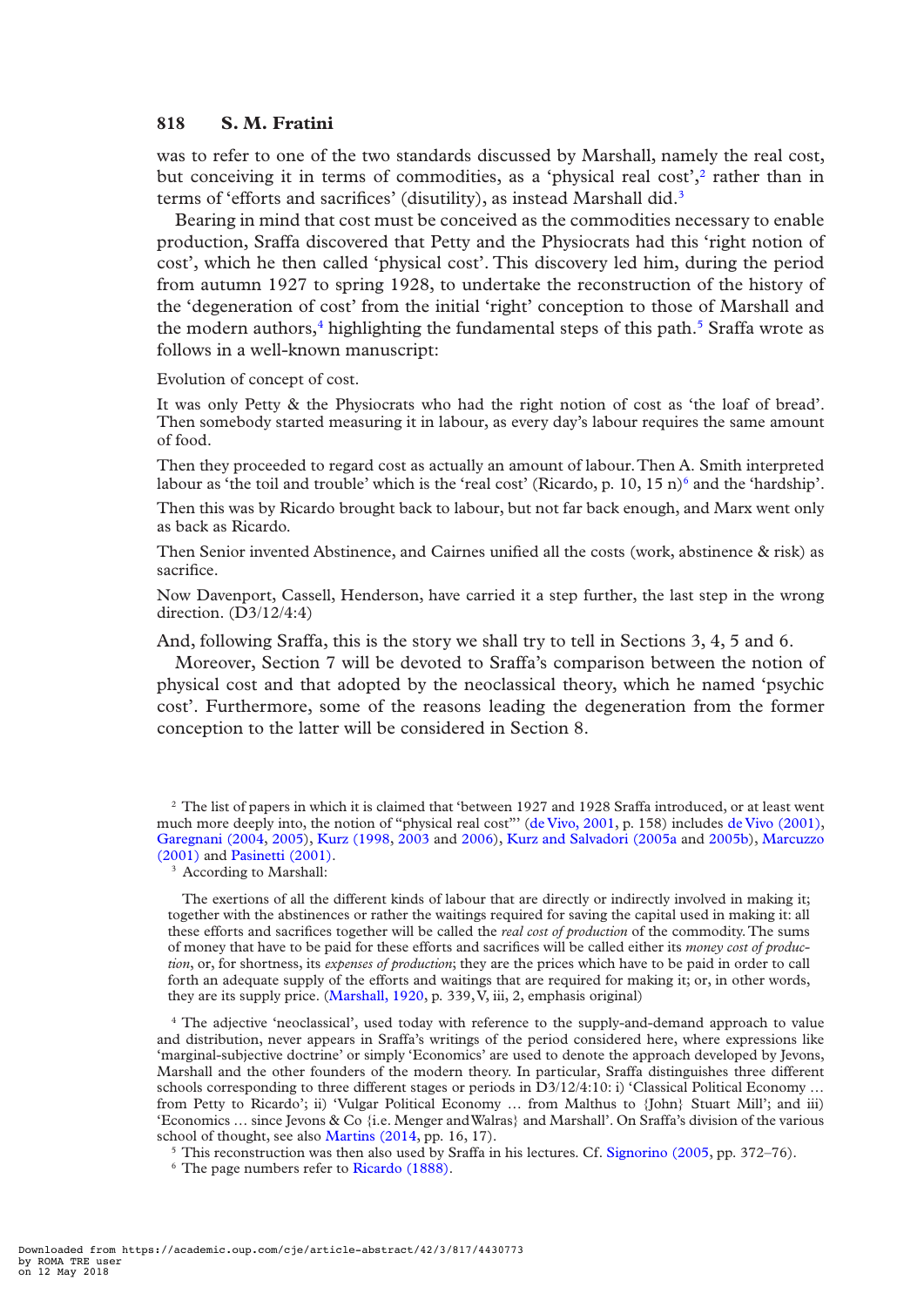was to refer to one of the two standards discussed by Marshall, namely the real cost, but conceiving it in terms of commodities, as a 'physical real cost',[2] rather than in terms of 'efforts and sacrifices' (disutility), as instead Marshall did.[3]

Bearing in mind that cost must be conceived as the commodities necessary to enable production, Sraffa discovered that Petty and the Physiocrats had this 'right notion of cost', which he then called 'physical cost'. This discovery led him, during the period from autumn 1927 to spring 1928, to undertake the reconstruction of the history of the 'degeneration of cost' from the initial 'right' conception to those of Marshall and the modern authors,[4] highlighting the fundamental steps of this path.[5] Sraffa wrote as follows in a well-known manuscript:

> Evolution of concept of cost.
>
> It was only Petty & the Physiocrats who had the right notion of cost as 'the loaf of bread'. Then somebody started measuring it in labour, as every day's labour requires the same amount of food.
>
> Then they proceeded to regard cost as actually an amount of labour. Then A. Smith interpreted labour as 'the toil and trouble' which is the 'real cost' (Ricardo, p. 10, 15 n)[6] and the 'hardship'.
>
> Then this was by Ricardo brought back to labour, but not far back enough, and Marx went only as back as Ricardo.
>
> Then Senior invented Abstinence, and Cairnes unified all the costs (work, abstinence & risk) as sacrifice.
>
> Now Davenport, Cassell, Henderson, have carried it a step further, the last step in the wrong direction. (D3/12/4:4)

And, following Sraffa, this is the story we shall try to tell in Sections 3, 4, 5 and 6.

Moreover, Section 7 will be devoted to Sraffa's comparison between the notion of physical cost and that adopted by the neoclassical theory, which he named 'psychic cost'. Furthermore, some of the reasons leading the degeneration from the former conception to the latter will be considered in Section 8.

---

[2] The list of papers in which it is claimed that 'between 1927 and 1928 Sraffa introduced, or at least went much more deeply into, the notion of "physical real cost"' (de Vivo, 2001, p. 158) includes de Vivo (2001), Garegnani (2004, 2005), Kurz (1998, 2003 and 2006), Kurz and Salvadori (2005a and 2005b), Marcuzzo (2001) and Pasinetti (2001).

[3] According to Marshall:

> The exertions of all the different kinds of labour that are directly or indirectly involved in making it; together with the abstinences or rather the waitings required for saving the capital used in making it: all these efforts and sacrifices together will be called the *real cost of production* of the commodity. The sums of money that have to be paid for these efforts and sacrifices will be called either its *money cost of production*, or, for shortness, its *expenses of production*; they are the prices which have to be paid in order to call forth an adequate supply of the efforts and waitings that are required for making it; or, in other words, they are its supply price. (Marshall, 1920, p. 339, V, iii, 2, emphasis original)

[4] The adjective 'neoclassical', used today with reference to the supply-and-demand approach to value and distribution, never appears in Sraffa's writings of the period considered here, where expressions like 'marginal-subjective doctrine' or simply 'Economics' are used to denote the approach developed by Jevons, Marshall and the other founders of the modern theory. In particular, Sraffa distinguishes three different schools corresponding to three different stages or periods in D3/12/4:10: i) 'Classical Political Economy … from Petty to Ricardo'; ii) 'Vulgar Political Economy … from Malthus to {John} Stuart Mill'; and iii) 'Economics … since Jevons & Co {i.e. Menger and Walras} and Marshall'. On Sraffa's division of the various school of thought, see also Martins (2014, pp. 16, 17).

[5] This reconstruction was then also used by Sraffa in his lectures. Cf. Signorino (2005, pp. 372–76).

[6] The page numbers refer to Ricardo (1888).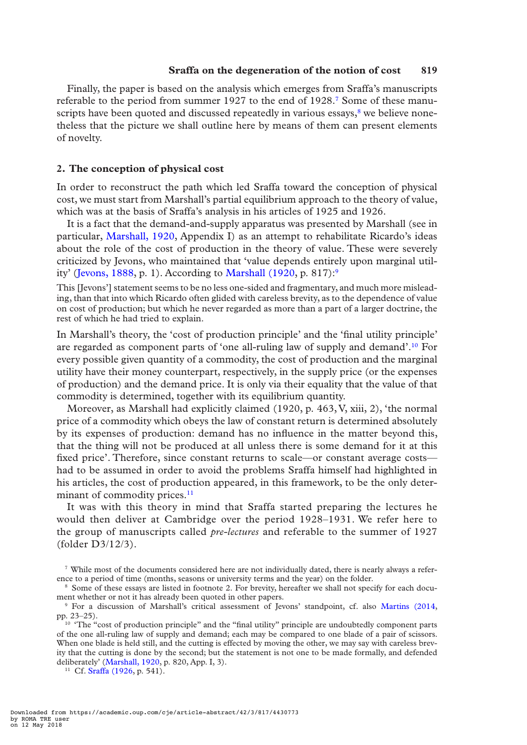Finally, the paper is based on the analysis which emerges from Sraffa's manuscripts referable to the period from summer 1927 to the end of 1928.[7] Some of these manuscripts have been quoted and discussed repeatedly in various essays,[8] we believe nonetheless that the picture we shall outline here by means of them can present elements of novelty.

## 2. The conception of physical cost

In order to reconstruct the path which led Sraffa toward the conception of physical cost, we must start from Marshall's partial equilibrium approach to the theory of value, which was at the basis of Sraffa's analysis in his articles of 1925 and 1926.

It is a fact that the demand-and-supply apparatus was presented by Marshall (see in particular, Marshall, 1920, Appendix I) as an attempt to rehabilitate Ricardo's ideas about the role of the cost of production in the theory of value. These were severely criticized by Jevons, who maintained that 'value depends entirely upon marginal utility' (Jevons, 1888, p. 1). According to Marshall (1920, p. 817):[9]

> This [Jevons'] statement seems to be no less one-sided and fragmentary, and much more misleading, than that into which Ricardo often glided with careless brevity, as to the dependence of value on cost of production; but which he never regarded as more than a part of a larger doctrine, the rest of which he had tried to explain.

In Marshall's theory, the 'cost of production principle' and the 'final utility principle' are regarded as component parts of 'one all-ruling law of supply and demand'.[10] For every possible given quantity of a commodity, the cost of production and the marginal utility have their money counterpart, respectively, in the supply price (or the expenses of production) and the demand price. It is only via their equality that the value of that commodity is determined, together with its equilibrium quantity.

Moreover, as Marshall had explicitly claimed (1920, p. 463, V, xiii, 2), 'the normal price of a commodity which obeys the law of constant return is determined absolutely by its expenses of production: demand has no influence in the matter beyond this, that the thing will not be produced at all unless there is some demand for it at this fixed price'. Therefore, since constant returns to scale—or constant average costs—had to be assumed in order to avoid the problems Sraffa himself had highlighted in his articles, the cost of production appeared, in this framework, to be the only determinant of commodity prices.[11]

It was with this theory in mind that Sraffa started preparing the lectures he would then deliver at Cambridge over the period 1928–1931. We refer here to the group of manuscripts called *pre-lectures* and referable to the summer of 1927 (folder D3/12/3).

---

[7] While most of the documents considered here are not individually dated, there is nearly always a reference to a period of time (months, seasons or university terms and the year) on the folder.

[8] Some of these essays are listed in footnote 2. For brevity, hereafter we shall not specify for each document whether or not it has already been quoted in other papers.

[9] For a discussion of Marshall's critical assessment of Jevons' standpoint, cf. also Martins (2014, pp. 23–25).

[10] 'The "cost of production principle" and the "final utility" principle are undoubtedly component parts of the one all-ruling law of supply and demand; each may be compared to one blade of a pair of scissors. When one blade is held still, and the cutting is effected by moving the other, we may say with careless brevity that the cutting is done by the second; but the statement is not one to be made formally, and defended deliberately' (Marshall, 1920, p. 820, App. I, 3).

[11] Cf. Sraffa (1926, p. 541).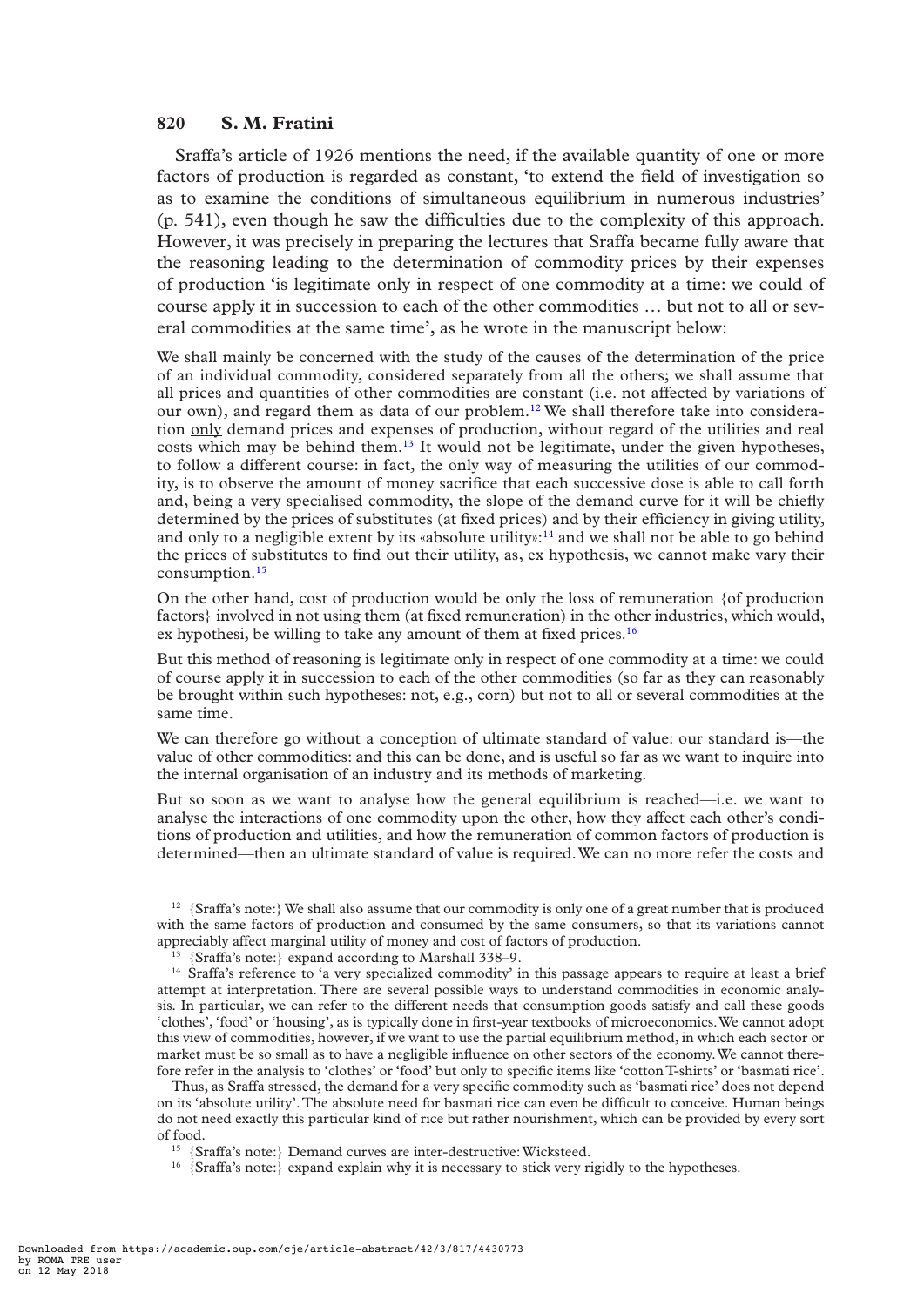Sraffa's article of 1926 mentions the need, if the available quantity of one or more factors of production is regarded as constant, 'to extend the field of investigation so as to examine the conditions of simultaneous equilibrium in numerous industries' (p. 541), even though he saw the difficulties due to the complexity of this approach. However, it was precisely in preparing the lectures that Sraffa became fully aware that the reasoning leading to the determination of commodity prices by their expenses of production 'is legitimate only in respect of one commodity at a time: we could of course apply it in succession to each of the other commodities … but not to all or several commodities at the same time', as he wrote in the manuscript below:

> We shall mainly be concerned with the study of the causes of the determination of the price of an individual commodity, considered separately from all the others; we shall assume that all prices and quantities of other commodities are constant (i.e. not affected by variations of our own), and regard them as data of our problem.[12] We shall therefore take into consideration only demand prices and expenses of production, without regard of the utilities and real costs which may be behind them.[13] It would not be legitimate, under the given hypotheses, to follow a different course: in fact, the only way of measuring the utilities of our commodity, is to observe the amount of money sacrifice that each successive dose is able to call forth and, being a very specialised commodity, the slope of the demand curve for it will be chiefly determined by the prices of substitutes (at fixed prices) and by their efficiency in giving utility, and only to a negligible extent by its «absolute utility»:[14] and we shall not be able to go behind the prices of substitutes to find out their utility, as, ex hypothesis, we cannot make vary their consumption.[15]
>
> On the other hand, cost of production would be only the loss of remuneration {of production factors} involved in not using them (at fixed remuneration) in the other industries, which would, ex hypothesi, be willing to take any amount of them at fixed prices.[16]
>
> But this method of reasoning is legitimate only in respect of one commodity at a time: we could of course apply it in succession to each of the other commodities (so far as they can reasonably be brought within such hypotheses: not, e.g., corn) but not to all or several commodities at the same time.
>
> We can therefore go without a conception of ultimate standard of value: our standard is—the value of other commodities: and this can be done, and is useful so far as we want to inquire into the internal organisation of an industry and its methods of marketing.
>
> But so soon as we want to analyse how the general equilibrium is reached—i.e. we want to analyse the interactions of one commodity upon the other, how they affect each other's conditions of production and utilities, and how the remuneration of common factors of production is determined—then an ultimate standard of value is required. We can no more refer the costs and

[12] {Sraffa's note:} We shall also assume that our commodity is only one of a great number that is produced with the same factors of production and consumed by the same consumers, so that its variations cannot appreciably affect marginal utility of money and cost of factors of production.

[13] {Sraffa's note:} expand according to Marshall 338–9.

[14] Sraffa's reference to 'a very specialized commodity' in this passage appears to require at least a brief attempt at interpretation. There are several possible ways to understand commodities in economic analysis. In particular, we can refer to the different needs that consumption goods satisfy and call these goods 'clothes', 'food' or 'housing', as is typically done in first-year textbooks of microeconomics. We cannot adopt this view of commodities, however, if we want to use the partial equilibrium method, in which each sector or market must be so small as to have a negligible influence on other sectors of the economy. We cannot therefore refer in the analysis to 'clothes' or 'food' but only to specific items like 'cotton T-shirts' or 'basmati rice'.

Thus, as Sraffa stressed, the demand for a very specific commodity such as 'basmati rice' does not depend on its 'absolute utility'. The absolute need for basmati rice can even be difficult to conceive. Human beings do not need exactly this particular kind of rice but rather nourishment, which can be provided by every sort of food.

[15] {Sraffa's note:} Demand curves are inter-destructive: Wicksteed.

[16] {Sraffa's note:} expand explain why it is necessary to stick very rigidly to the hypotheses.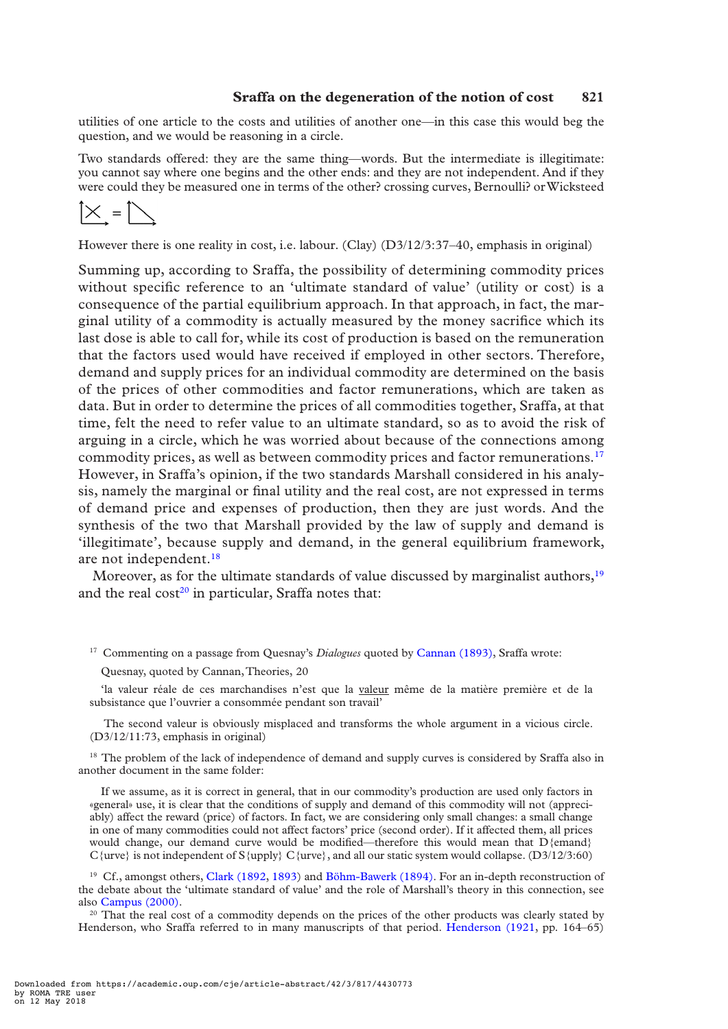utilities of one article to the costs and utilities of another one—in this case this would beg the question, and we would be reasoning in a circle.

Two standards offered: they are the same thing—words. But the intermediate is illegitimate: you cannot say where one begins and the other ends: and they are not independent. And if they were could they be measured one in terms of the other? crossing curves, Bernoulli? or Wicksteed

However there is one reality in cost, i.e. labour. (Clay) (D3/12/3:37–40, emphasis in original)

Summing up, according to Sraffa, the possibility of determining commodity prices without specific reference to an 'ultimate standard of value' (utility or cost) is a consequence of the partial equilibrium approach. In that approach, in fact, the marginal utility of a commodity is actually measured by the money sacrifice which its last dose is able to call for, while its cost of production is based on the remuneration that the factors used would have received if employed in other sectors. Therefore, demand and supply prices for an individual commodity are determined on the basis of the prices of other commodities and factor remunerations, which are taken as data. But in order to determine the prices of all commodities together, Sraffa, at that time, felt the need to refer value to an ultimate standard, so as to avoid the risk of arguing in a circle, which he was worried about because of the connections among commodity prices, as well as between commodity prices and factor remunerations.[17] However, in Sraffa's opinion, if the two standards Marshall considered in his analysis, namely the marginal or final utility and the real cost, are not expressed in terms of demand price and expenses of production, then they are just words. And the synthesis of the two that Marshall provided by the law of supply and demand is 'illegitimate', because supply and demand, in the general equilibrium framework, are not independent.[18]

Moreover, as for the ultimate standards of value discussed by marginalist authors,[19] and the real cost[20] in particular, Sraffa notes that:

---

[17] Commenting on a passage from Quesnay's *Dialogues* quoted by Cannan (1893), Sraffa wrote:

Quesnay, quoted by Cannan, Theories, 20

'la valeur réale de ces marchandises n'est que la valeur même de la matière première et de la subsistance que l'ouvrier a consommée pendant son travail'

The second valeur is obviously misplaced and transforms the whole argument in a vicious circle. (D3/12/11:73, emphasis in original)

[18] The problem of the lack of independence of demand and supply curves is considered by Sraffa also in another document in the same folder:

If we assume, as it is correct in general, that in our commodity's production are used only factors in «general» use, it is clear that the conditions of supply and demand of this commodity will not (appreciably) affect the reward (price) of factors. In fact, we are considering only small changes: a small change in one of many commodities could not affect factors' price (second order). If it affected them, all prices would change, our demand curve would be modified—therefore this would mean that D{emand} C{urve} is not independent of S{upply} C{urve}, and all our static system would collapse. (D3/12/3:60)

[19] Cf., amongst others, Clark (1892, 1893) and Böhm-Bawerk (1894). For an in-depth reconstruction of the debate about the 'ultimate standard of value' and the role of Marshall's theory in this connection, see also Campus (2000).

[20] That the real cost of a commodity depends on the prices of the other products was clearly stated by Henderson, who Sraffa referred to in many manuscripts of that period. Henderson (1921, pp. 164–65)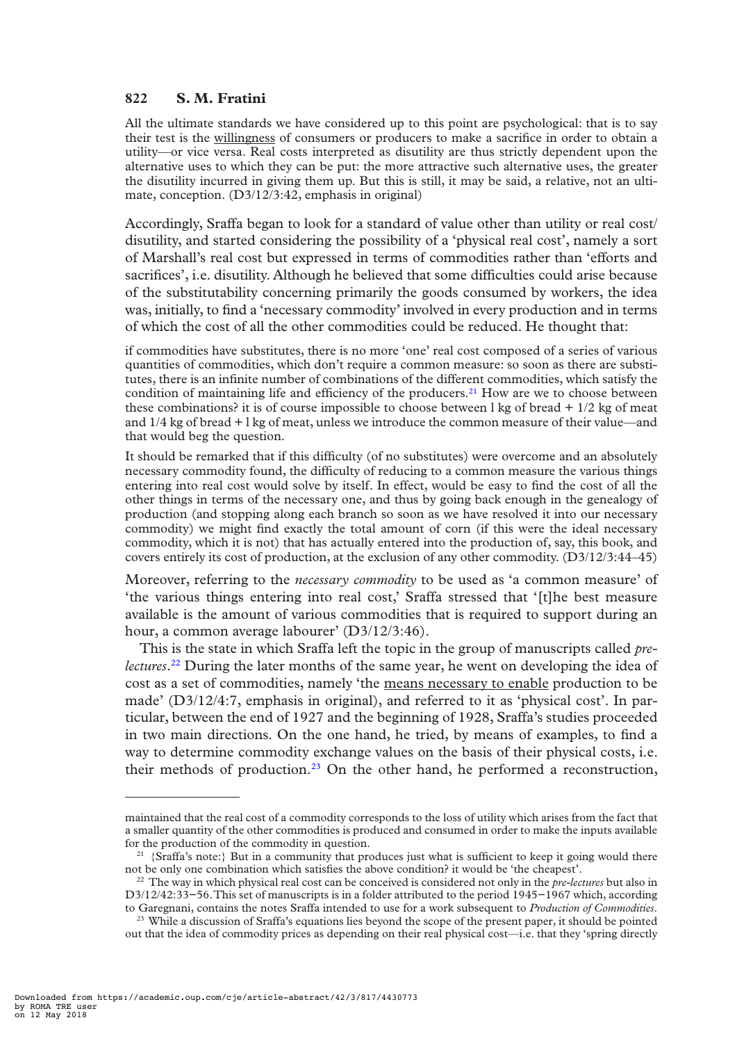All the ultimate standards we have considered up to this point are psychological: that is to say their test is the <u>willingness</u> of consumers or producers to make a sacrifice in order to obtain a utility—or vice versa. Real costs interpreted as disutility are thus strictly dependent upon the alternative uses to which they can be put: the more attractive such alternative uses, the greater the disutility incurred in giving them up. But this is still, it may be said, a relative, not an ultimate, conception. (D3/12/3:42, emphasis in original)

Accordingly, Sraffa began to look for a standard of value other than utility or real cost/disutility, and started considering the possibility of a 'physical real cost', namely a sort of Marshall's real cost but expressed in terms of commodities rather than 'efforts and sacrifices', i.e. disutility. Although he believed that some difficulties could arise because of the substitutability concerning primarily the goods consumed by workers, the idea was, initially, to find a 'necessary commodity' involved in every production and in terms of which the cost of all the other commodities could be reduced. He thought that:

if commodities have substitutes, there is no more 'one' real cost composed of a series of various quantities of commodities, which don't require a common measure: so soon as there are substitutes, there is an infinite number of combinations of the different commodities, which satisfy the condition of maintaining life and efficiency of the producers.[21] How are we to choose between these combinations? it is of course impossible to choose between 1 kg of bread + 1/2 kg of meat and 1/4 kg of bread + 1 kg of meat, unless we introduce the common measure of their value—and that would beg the question.

It should be remarked that if this difficulty (of no substitutes) were overcome and an absolutely necessary commodity found, the difficulty of reducing to a common measure the various things entering into real cost would solve by itself. In effect, would be easy to find the cost of all the other things in terms of the necessary one, and thus by going back enough in the genealogy of production (and stopping along each branch so soon as we have resolved it into our necessary commodity) we might find exactly the total amount of corn (if this were the ideal necessary commodity, which it is not) that has actually entered into the production of, say, this book, and covers entirely its cost of production, at the exclusion of any other commodity. (D3/12/3:44–45)

Moreover, referring to the *necessary commodity* to be used as 'a common measure' of 'the various things entering into real cost,' Sraffa stressed that '[t]he best measure available is the amount of various commodities that is required to support during an hour, a common average labourer' (D3/12/3:46).

This is the state in which Sraffa left the topic in the group of manuscripts called *pre-lectures*.[22] During the later months of the same year, he went on developing the idea of cost as a set of commodities, namely 'the <u>means necessary to enable</u> production to be made' (D3/12/4:7, emphasis in original), and referred to it as 'physical cost'. In particular, between the end of 1927 and the beginning of 1928, Sraffa's studies proceeded in two main directions. On the one hand, he tried, by means of examples, to find a way to determine commodity exchange values on the basis of their physical costs, i.e. their methods of production.[23] On the other hand, he performed a reconstruction,

---

maintained that the real cost of a commodity corresponds to the loss of utility which arises from the fact that a smaller quantity of the other commodities is produced and consumed in order to make the inputs available for the production of the commodity in question.

[21] {Sraffa's note:} But in a community that produces just what is sufficient to keep it going would there not be only one combination which satisfies the above condition? it would be 'the cheapest'.

[22] The way in which physical real cost can be conceived is considered not only in the *pre-lectures* but also in D3/12/42:33−56. This set of manuscripts is in a folder attributed to the period 1945−1967 which, according to Garegnani, contains the notes Sraffa intended to use for a work subsequent to *Production of Commodities*.

[23] While a discussion of Sraffa's equations lies beyond the scope of the present paper, it should be pointed out that the idea of commodity prices as depending on their real physical cost—i.e. that they 'spring directly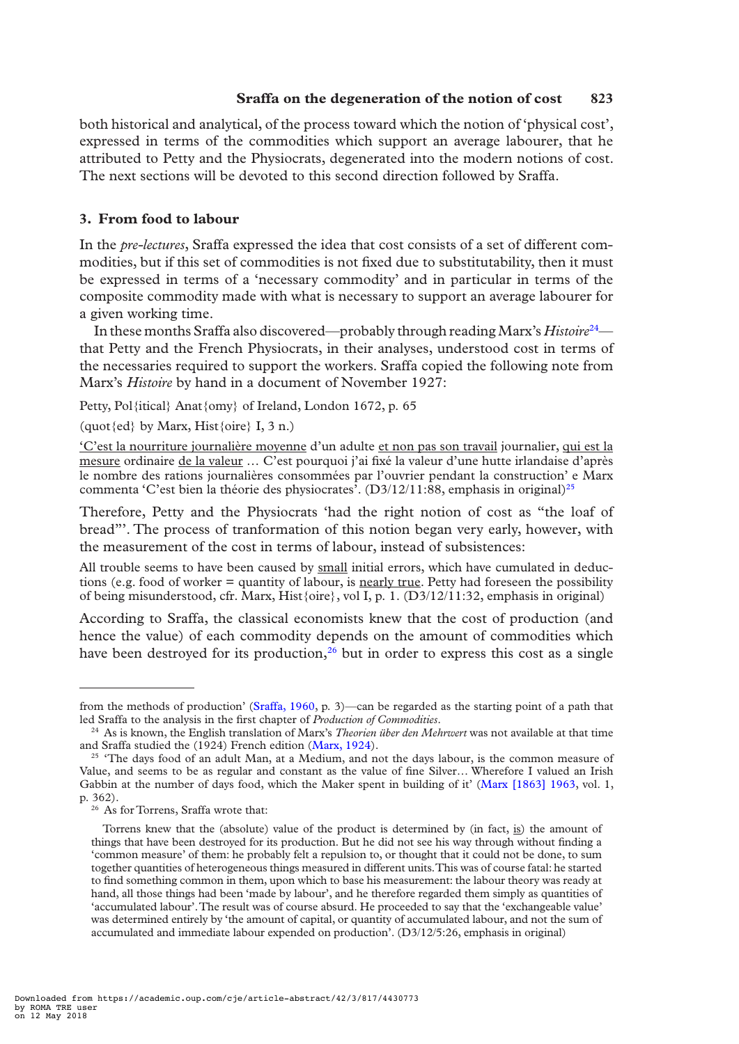both historical and analytical, of the process toward which the notion of 'physical cost', expressed in terms of the commodities which support an average labourer, that he attributed to Petty and the Physiocrats, degenerated into the modern notions of cost. The next sections will be devoted to this second direction followed by Sraffa.

## 3. From food to labour

In the *pre-lectures*, Sraffa expressed the idea that cost consists of a set of different commodities, but if this set of commodities is not fixed due to substitutability, then it must be expressed in terms of a 'necessary commodity' and in particular in terms of the composite commodity made with what is necessary to support an average labourer for a given working time.

In these months Sraffa also discovered—probably through reading Marx's *Histoire*[24]—that Petty and the French Physiocrats, in their analyses, understood cost in terms of the necessaries required to support the workers. Sraffa copied the following note from Marx's *Histoire* by hand in a document of November 1927:

> Petty, Pol{itical} Anat{omy} of Ireland, London 1672, p. 65
>
> (quot{ed} by Marx, Hist{oire} I, 3 n.)
>
> 'C'est la nourriture journalière moyenne d'un adulte et non pas son travail journalier, qui est la mesure ordinaire de la valeur … C'est pourquoi j'ai fixé la valeur d'une hutte irlandaise d'après le nombre des rations journalières consommées par l'ouvrier pendant la construction' e Marx commenta 'C'est bien la théorie des physiocrates'. (D3/12/11:88, emphasis in original)[25]

Therefore, Petty and the Physiocrats 'had the right notion of cost as "the loaf of bread"'. The process of tranformation of this notion began very early, however, with the measurement of the cost in terms of labour, instead of subsistences:

> All trouble seems to have been caused by small initial errors, which have cumulated in deductions (e.g. food of worker = quantity of labour, is nearly true. Petty had foreseen the possibility of being misunderstood, cfr. Marx, Hist{oire}, vol I, p. 1. (D3/12/11:32, emphasis in original)

According to Sraffa, the classical economists knew that the cost of production (and hence the value) of each commodity depends on the amount of commodities which have been destroyed for its production,[26] but in order to express this cost as a single

---

from the methods of production' (Sraffa, 1960, p. 3)—can be regarded as the starting point of a path that led Sraffa to the analysis in the first chapter of *Production of Commodities*.

[24] As is known, the English translation of Marx's *Theorien über den Mehrwert* was not available at that time and Sraffa studied the (1924) French edition (Marx, 1924).

[25] 'The days food of an adult Man, at a Medium, and not the days labour, is the common measure of Value, and seems to be as regular and constant as the value of fine Silver… Wherefore I valued an Irish Gabbin at the number of days food, which the Maker spent in building of it' (Marx [1863] 1963, vol. 1, p. 362).

[26] As for Torrens, Sraffa wrote that:

> Torrens knew that the (absolute) value of the product is determined by (in fact, is) the amount of things that have been destroyed for its production. But he did not see his way through without finding a 'common measure' of them: he probably felt a repulsion to, or thought that it could not be done, to sum together quantities of heterogeneous things measured in different units. This was of course fatal: he started to find something common in them, upon which to base his measurement: the labour theory was ready at hand, all those things had been 'made by labour', and he therefore regarded them simply as quantities of 'accumulated labour'. The result was of course absurd. He proceeded to say that the 'exchangeable value' was determined entirely by 'the amount of capital, or quantity of accumulated labour, and not the sum of accumulated and immediate labour expended on production'. (D3/12/5:26, emphasis in original)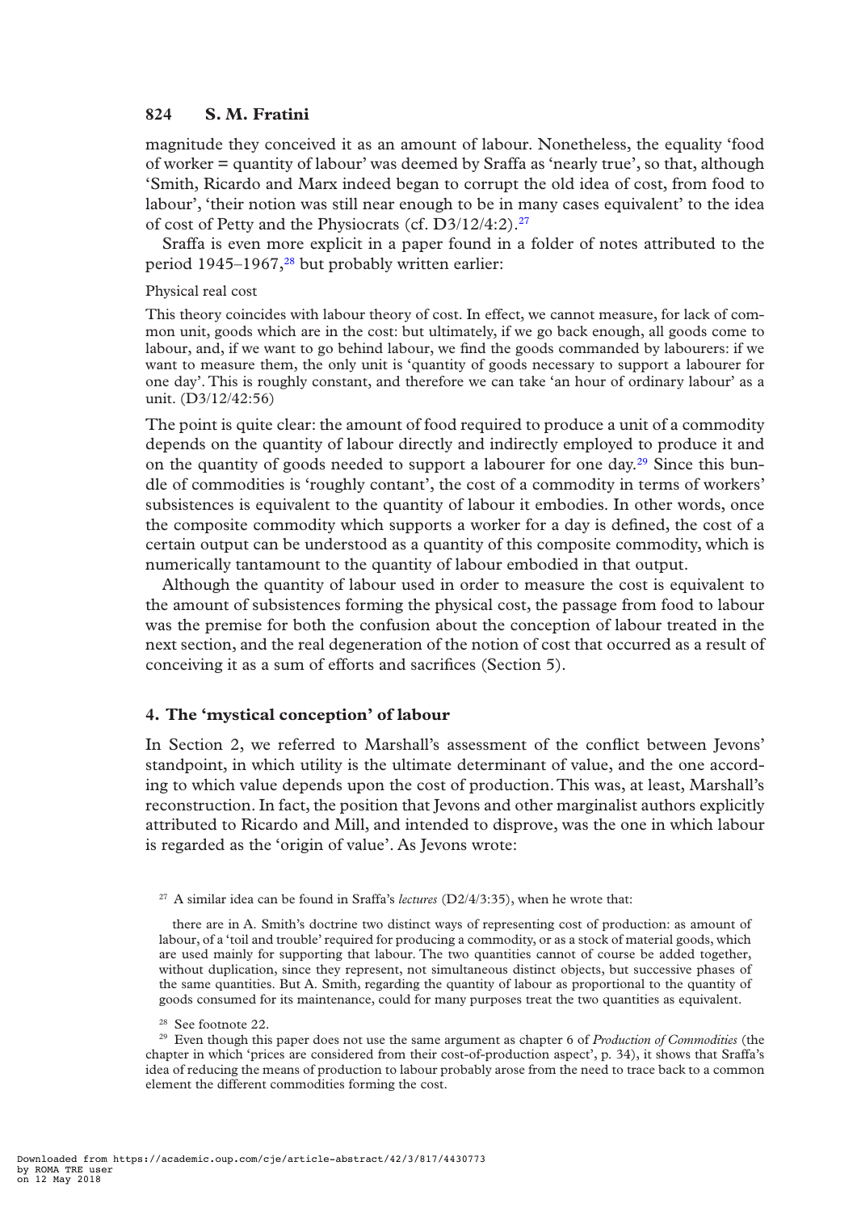magnitude they conceived it as an amount of labour. Nonetheless, the equality 'food of worker = quantity of labour' was deemed by Sraffa as 'nearly true', so that, although 'Smith, Ricardo and Marx indeed began to corrupt the old idea of cost, from food to labour', 'their notion was still near enough to be in many cases equivalent' to the idea of cost of Petty and the Physiocrats (cf. D3/12/4:2).[27]

Sraffa is even more explicit in a paper found in a folder of notes attributed to the period 1945–1967,[28] but probably written earlier:

> Physical real cost
>
> This theory coincides with labour theory of cost. In effect, we cannot measure, for lack of common unit, goods which are in the cost: but ultimately, if we go back enough, all goods come to labour, and, if we want to go behind labour, we find the goods commanded by labourers: if we want to measure them, the only unit is 'quantity of goods necessary to support a labourer for one day'. This is roughly constant, and therefore we can take 'an hour of ordinary labour' as a unit. (D3/12/42:56)

The point is quite clear: the amount of food required to produce a unit of a commodity depends on the quantity of labour directly and indirectly employed to produce it and on the quantity of goods needed to support a labourer for one day.[29] Since this bundle of commodities is 'roughly contant', the cost of a commodity in terms of workers' subsistences is equivalent to the quantity of labour it embodies. In other words, once the composite commodity which supports a worker for a day is defined, the cost of a certain output can be understood as a quantity of this composite commodity, which is numerically tantamount to the quantity of labour embodied in that output.

Although the quantity of labour used in order to measure the cost is equivalent to the amount of subsistences forming the physical cost, the passage from food to labour was the premise for both the confusion about the conception of labour treated in the next section, and the real degeneration of the notion of cost that occurred as a result of conceiving it as a sum of efforts and sacrifices (Section 5).

## 4. The 'mystical conception' of labour

In Section 2, we referred to Marshall's assessment of the conflict between Jevons' standpoint, in which utility is the ultimate determinant of value, and the one according to which value depends upon the cost of production. This was, at least, Marshall's reconstruction. In fact, the position that Jevons and other marginalist authors explicitly attributed to Ricardo and Mill, and intended to disprove, was the one in which labour is regarded as the 'origin of value'. As Jevons wrote:

---

[27] A similar idea can be found in Sraffa's *lectures* (D2/4/3:35), when he wrote that:

> there are in A. Smith's doctrine two distinct ways of representing cost of production: as amount of labour, of a 'toil and trouble' required for producing a commodity, or as a stock of material goods, which are used mainly for supporting that labour. The two quantities cannot of course be added together, without duplication, since they represent, not simultaneous distinct objects, but successive phases of the same quantities. But A. Smith, regarding the quantity of labour as proportional to the quantity of goods consumed for its maintenance, could for many purposes treat the two quantities as equivalent.

[28] See footnote 22.

[29] Even though this paper does not use the same argument as chapter 6 of *Production of Commodities* (the chapter in which 'prices are considered from their cost-of-production aspect', p. 34), it shows that Sraffa's idea of reducing the means of production to labour probably arose from the need to trace back to a common element the different commodities forming the cost.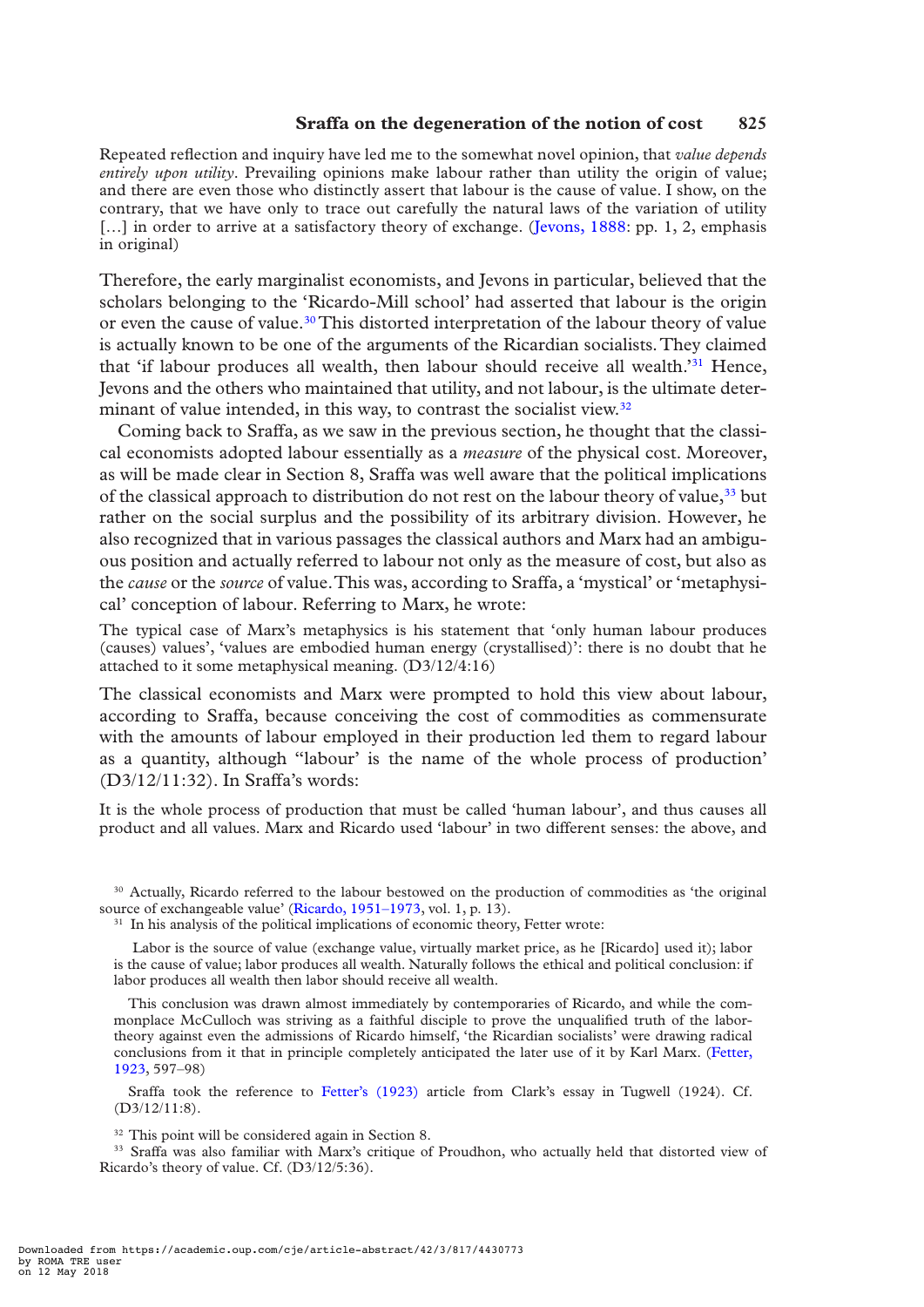> Repeated reflection and inquiry have led me to the somewhat novel opinion, that *value depends entirely upon utility*. Prevailing opinions make labour rather than utility the origin of value; and there are even those who distinctly assert that labour is the cause of value. I show, on the contrary, that we have only to trace out carefully the natural laws of the variation of utility […] in order to arrive at a satisfactory theory of exchange. (Jevons, 1888: pp. 1, 2, emphasis in original)

Therefore, the early marginalist economists, and Jevons in particular, believed that the scholars belonging to the 'Ricardo-Mill school' had asserted that labour is the origin or even the cause of value.[30] This distorted interpretation of the labour theory of value is actually known to be one of the arguments of the Ricardian socialists. They claimed that 'if labour produces all wealth, then labour should receive all wealth.'[31] Hence, Jevons and the others who maintained that utility, and not labour, is the ultimate determinant of value intended, in this way, to contrast the socialist view.[32]

Coming back to Sraffa, as we saw in the previous section, he thought that the classical economists adopted labour essentially as a *measure* of the physical cost. Moreover, as will be made clear in Section 8, Sraffa was well aware that the political implications of the classical approach to distribution do not rest on the labour theory of value,[33] but rather on the social surplus and the possibility of its arbitrary division. However, he also recognized that in various passages the classical authors and Marx had an ambiguous position and actually referred to labour not only as the measure of cost, but also as the *cause* or the *source* of value. This was, according to Sraffa, a 'mystical' or 'metaphysical' conception of labour. Referring to Marx, he wrote:

> The typical case of Marx's metaphysics is his statement that 'only human labour produces (causes) values', 'values are embodied human energy (crystallised)': there is no doubt that he attached to it some metaphysical meaning. (D3/12/4:16)

The classical economists and Marx were prompted to hold this view about labour, according to Sraffa, because conceiving the cost of commodities as commensurate with the amounts of labour employed in their production led them to regard labour as a quantity, although ''labour' is the name of the whole process of production' (D3/12/11:32). In Sraffa's words:

> It is the whole process of production that must be called 'human labour', and thus causes all product and all values. Marx and Ricardo used 'labour' in two different senses: the above, and

[30] Actually, Ricardo referred to the labour bestowed on the production of commodities as 'the original source of exchangeable value' (Ricardo, 1951–1973, vol. 1, p. 13).

[31] In his analysis of the political implications of economic theory, Fetter wrote:

> Labor is the source of value (exchange value, virtually market price, as he [Ricardo] used it); labor is the cause of value; labor produces all wealth. Naturally follows the ethical and political conclusion: if labor produces all wealth then labor should receive all wealth.
>
> This conclusion was drawn almost immediately by contemporaries of Ricardo, and while the commonplace McCulloch was striving as a faithful disciple to prove the unqualified truth of the labor-theory against even the admissions of Ricardo himself, 'the Ricardian socialists' were drawing radical conclusions from it that in principle completely anticipated the later use of it by Karl Marx. (Fetter, 1923, 597–98)

Sraffa took the reference to Fetter's (1923) article from Clark's essay in Tugwell (1924). Cf. (D3/12/11:8).

[32] This point will be considered again in Section 8.

[33] Sraffa was also familiar with Marx's critique of Proudhon, who actually held that distorted view of Ricardo's theory of value. Cf. (D3/12/5:36).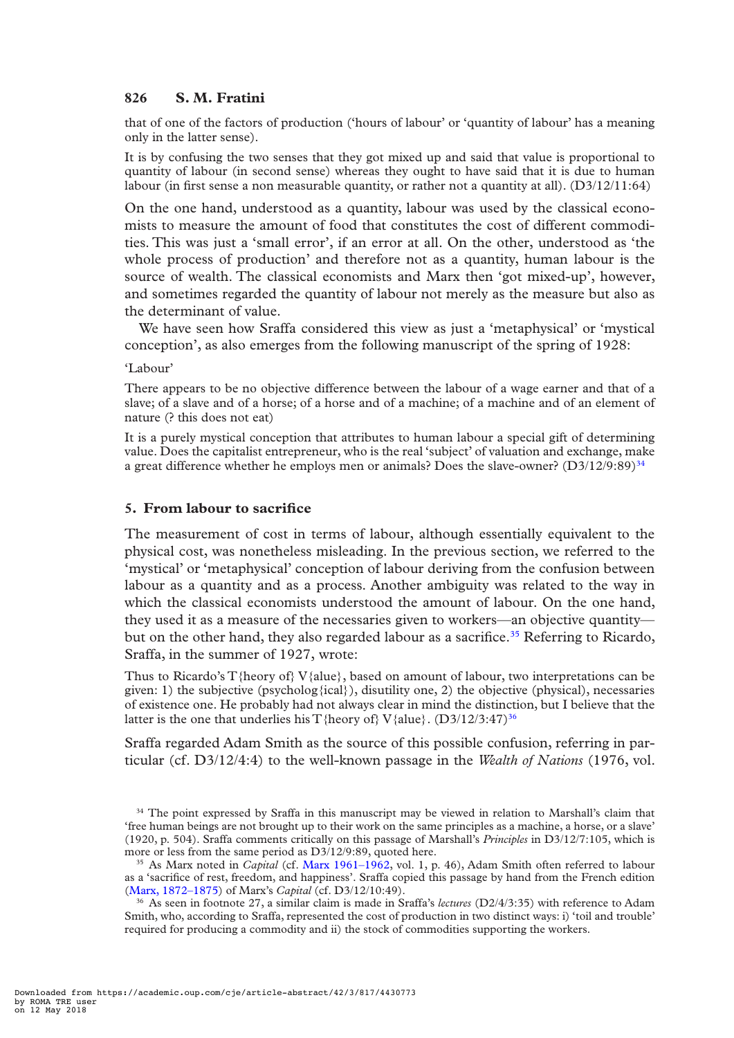that of one of the factors of production ('hours of labour' or 'quantity of labour' has a meaning only in the latter sense).

It is by confusing the two senses that they got mixed up and said that value is proportional to quantity of labour (in second sense) whereas they ought to have said that it is due to human labour (in first sense a non measurable quantity, or rather not a quantity at all). (D3/12/11:64)

On the one hand, understood as a quantity, labour was used by the classical economists to measure the amount of food that constitutes the cost of different commodities. This was just a 'small error', if an error at all. On the other, understood as 'the whole process of production' and therefore not as a quantity, human labour is the source of wealth. The classical economists and Marx then 'got mixed-up', however, and sometimes regarded the quantity of labour not merely as the measure but also as the determinant of value.

We have seen how Sraffa considered this view as just a 'metaphysical' or 'mystical conception', as also emerges from the following manuscript of the spring of 1928:

'Labour'

There appears to be no objective difference between the labour of a wage earner and that of a slave; of a slave and of a horse; of a horse and of a machine; of a machine and of an element of nature (? this does not eat)

It is a purely mystical conception that attributes to human labour a special gift of determining value. Does the capitalist entrepreneur, who is the real 'subject' of valuation and exchange, make a great difference whether he employs men or animals? Does the slave-owner? (D3/12/9:89)[34]

## 5. From labour to sacrifice

The measurement of cost in terms of labour, although essentially equivalent to the physical cost, was nonetheless misleading. In the previous section, we referred to the 'mystical' or 'metaphysical' conception of labour deriving from the confusion between labour as a quantity and as a process. Another ambiguity was related to the way in which the classical economists understood the amount of labour. On the one hand, they used it as a measure of the necessaries given to workers—an objective quantity—but on the other hand, they also regarded labour as a sacrifice.[35] Referring to Ricardo, Sraffa, in the summer of 1927, wrote:

Thus to Ricardo's T{heory of} V{alue}, based on amount of labour, two interpretations can be given: 1) the subjective (psycholog{ical}), disutility one, 2) the objective (physical), necessaries of existence one. He probably had not always clear in mind the distinction, but I believe that the latter is the one that underlies his T{heory of} V{alue}. (D3/12/3:47)[36]

Sraffa regarded Adam Smith as the source of this possible confusion, referring in particular (cf. D3/12/4:4) to the well-known passage in the *Wealth of Nations* (1976, vol.

[34] The point expressed by Sraffa in this manuscript may be viewed in relation to Marshall's claim that 'free human beings are not brought up to their work on the same principles as a machine, a horse, or a slave' (1920, p. 504). Sraffa comments critically on this passage of Marshall's *Principles* in D3/12/7:105, which is more or less from the same period as D3/12/9:89, quoted here.

[35] As Marx noted in *Capital* (cf. Marx 1961–1962, vol. 1, p. 46), Adam Smith often referred to labour as a 'sacrifice of rest, freedom, and happiness'. Sraffa copied this passage by hand from the French edition (Marx, 1872–1875) of Marx's *Capital* (cf. D3/12/10:49).

[36] As seen in footnote 27, a similar claim is made in Sraffa's *lectures* (D2/4/3:35) with reference to Adam Smith, who, according to Sraffa, represented the cost of production in two distinct ways: i) 'toil and trouble' required for producing a commodity and ii) the stock of commodities supporting the workers.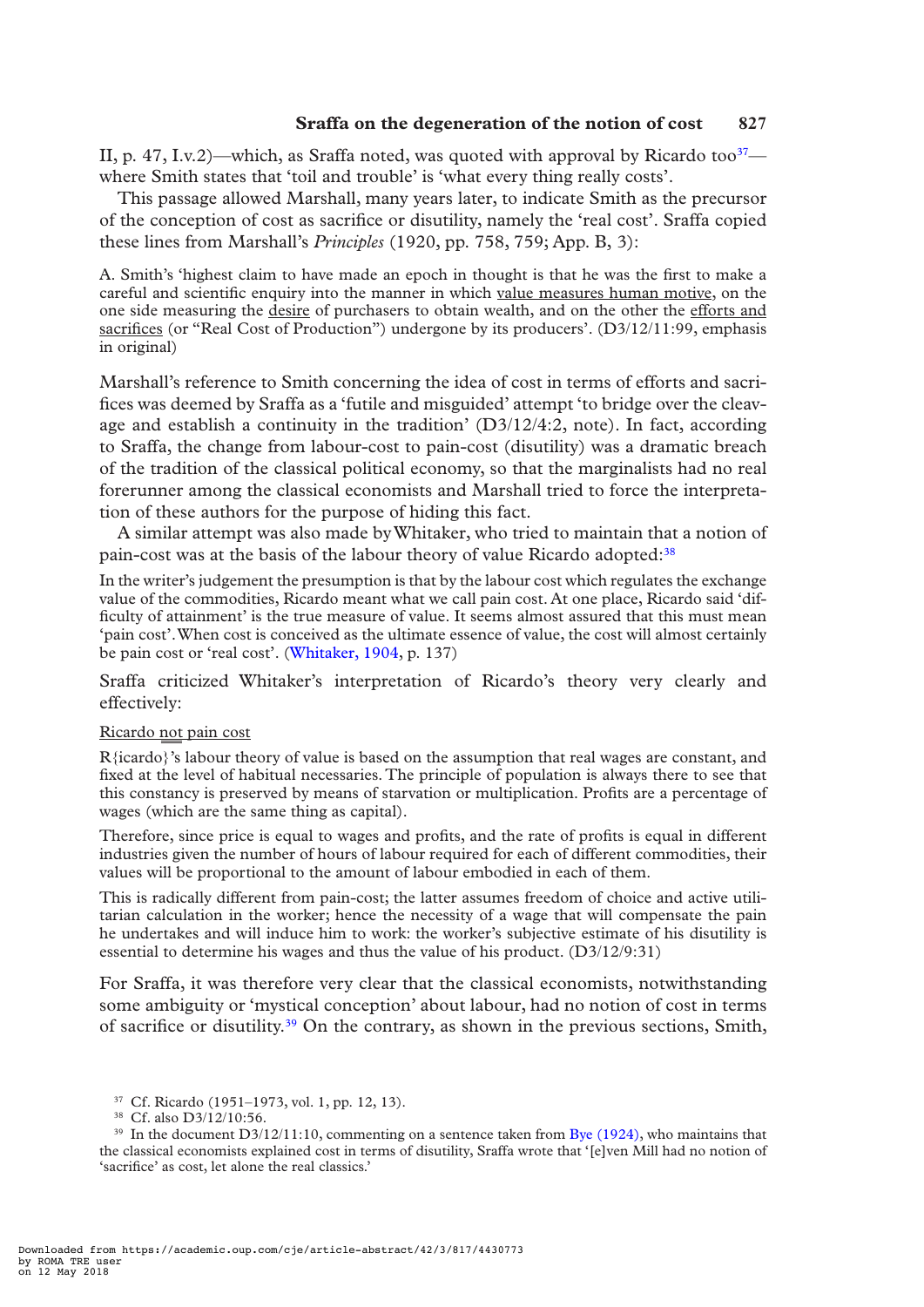II, p. 47, I.v.2)—which, as Sraffa noted, was quoted with approval by Ricardo too[37]—where Smith states that 'toil and trouble' is 'what every thing really costs'.

This passage allowed Marshall, many years later, to indicate Smith as the precursor of the conception of cost as sacrifice or disutility, namely the 'real cost'. Sraffa copied these lines from Marshall's *Principles* (1920, pp. 758, 759; App. B, 3):

> A. Smith's 'highest claim to have made an epoch in thought is that he was the first to make a careful and scientific enquiry into the manner in which <u>value measures human motive</u>, on the one side measuring the <u>desire</u> of purchasers to obtain wealth, and on the other the <u>efforts and sacrifices</u> (or "Real Cost of Production") undergone by its producers'. (D3/12/11:99, emphasis in original)

Marshall's reference to Smith concerning the idea of cost in terms of efforts and sacrifices was deemed by Sraffa as a 'futile and misguided' attempt 'to bridge over the cleavage and establish a continuity in the tradition' (D3/12/4:2, note). In fact, according to Sraffa, the change from labour-cost to pain-cost (disutility) was a dramatic breach of the tradition of the classical political economy, so that the marginalists had no real forerunner among the classical economists and Marshall tried to force the interpretation of these authors for the purpose of hiding this fact.

A similar attempt was also made by Whitaker, who tried to maintain that a notion of pain-cost was at the basis of the labour theory of value Ricardo adopted:[38]

> In the writer's judgement the presumption is that by the labour cost which regulates the exchange value of the commodities, Ricardo meant what we call pain cost. At one place, Ricardo said 'difficulty of attainment' is the true measure of value. It seems almost assured that this must mean 'pain cost'. When cost is conceived as the ultimate essence of value, the cost will almost certainly be pain cost or 'real cost'. (Whitaker, 1904, p. 137)

Sraffa criticized Whitaker's interpretation of Ricardo's theory very clearly and effectively:

> <u>Ricardo not pain cost</u>
>
> R{icardo}'s labour theory of value is based on the assumption that real wages are constant, and fixed at the level of habitual necessaries. The principle of population is always there to see that this constancy is preserved by means of starvation or multiplication. Profits are a percentage of wages (which are the same thing as capital).
>
> Therefore, since price is equal to wages and profits, and the rate of profits is equal in different industries given the number of hours of labour required for each of different commodities, their values will be proportional to the amount of labour embodied in each of them.
>
> This is radically different from pain-cost; the latter assumes freedom of choice and active utilitarian calculation in the worker; hence the necessity of a wage that will compensate the pain he undertakes and will induce him to work: the worker's subjective estimate of his disutility is essential to determine his wages and thus the value of his product. (D3/12/9:31)

For Sraffa, it was therefore very clear that the classical economists, notwithstanding some ambiguity or 'mystical conception' about labour, had no notion of cost in terms of sacrifice or disutility.[39] On the contrary, as shown in the previous sections, Smith,

[37] Cf. Ricardo (1951–1973, vol. 1, pp. 12, 13).

[38] Cf. also D3/12/10:56.

[39] In the document D3/12/11:10, commenting on a sentence taken from Bye (1924), who maintains that the classical economists explained cost in terms of disutility, Sraffa wrote that '[e]ven Mill had no notion of 'sacrifice' as cost, let alone the real classics.'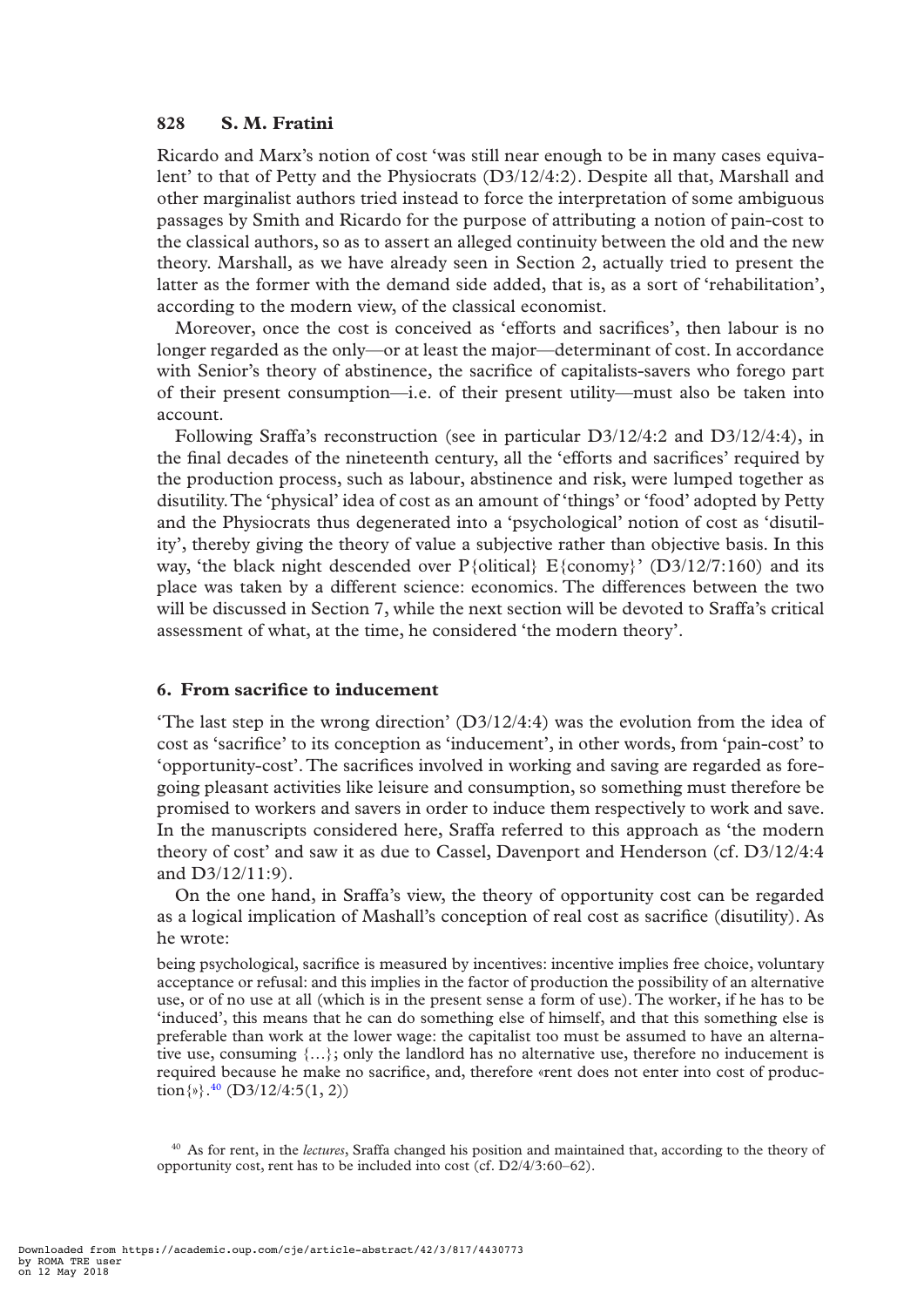Ricardo and Marx's notion of cost 'was still near enough to be in many cases equivalent' to that of Petty and the Physiocrats (D3/12/4:2). Despite all that, Marshall and other marginalist authors tried instead to force the interpretation of some ambiguous passages by Smith and Ricardo for the purpose of attributing a notion of pain-cost to the classical authors, so as to assert an alleged continuity between the old and the new theory. Marshall, as we have already seen in Section 2, actually tried to present the latter as the former with the demand side added, that is, as a sort of 'rehabilitation', according to the modern view, of the classical economist.

Moreover, once the cost is conceived as 'efforts and sacrifices', then labour is no longer regarded as the only—or at least the major—determinant of cost. In accordance with Senior's theory of abstinence, the sacrifice of capitalists-savers who forego part of their present consumption—i.e. of their present utility—must also be taken into account.

Following Sraffa's reconstruction (see in particular D3/12/4:2 and D3/12/4:4), in the final decades of the nineteenth century, all the 'efforts and sacrifices' required by the production process, such as labour, abstinence and risk, were lumped together as disutility. The 'physical' idea of cost as an amount of 'things' or 'food' adopted by Petty and the Physiocrats thus degenerated into a 'psychological' notion of cost as 'disutility', thereby giving the theory of value a subjective rather than objective basis. In this way, 'the black night descended over P{olitical} E{conomy}' (D3/12/7:160) and its place was taken by a different science: economics. The differences between the two will be discussed in Section 7, while the next section will be devoted to Sraffa's critical assessment of what, at the time, he considered 'the modern theory'.

## 6. From sacrifice to inducement

'The last step in the wrong direction' (D3/12/4:4) was the evolution from the idea of cost as 'sacrifice' to its conception as 'inducement', in other words, from 'pain-cost' to 'opportunity-cost'. The sacrifices involved in working and saving are regarded as foregoing pleasant activities like leisure and consumption, so something must therefore be promised to workers and savers in order to induce them respectively to work and save. In the manuscripts considered here, Sraffa referred to this approach as 'the modern theory of cost' and saw it as due to Cassel, Davenport and Henderson (cf. D3/12/4:4 and D3/12/11:9).

On the one hand, in Sraffa's view, the theory of opportunity cost can be regarded as a logical implication of Mashall's conception of real cost as sacrifice (disutility). As he wrote:

> being psychological, sacrifice is measured by incentives: incentive implies free choice, voluntary acceptance or refusal: and this implies in the factor of production the possibility of an alternative use, or of no use at all (which is in the present sense a form of use). The worker, if he has to be 'induced', this means that he can do something else of himself, and that this something else is preferable than work at the lower wage: the capitalist too must be assumed to have an alternative use, consuming {…}; only the landlord has no alternative use, therefore no inducement is required because he make no sacrifice, and, therefore «rent does not enter into cost of production{»}.[40] (D3/12/4:5(1, 2))

[40] As for rent, in the *lectures*, Sraffa changed his position and maintained that, according to the theory of opportunity cost, rent has to be included into cost (cf. D2/4/3:60–62).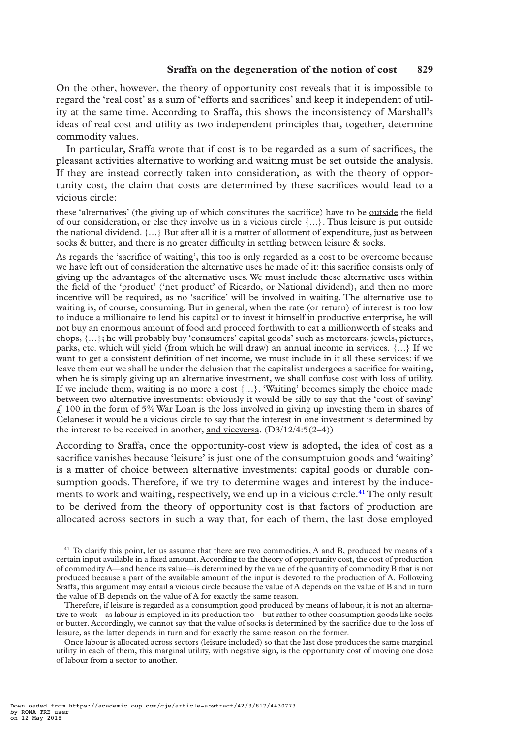On the other, however, the theory of opportunity cost reveals that it is impossible to regard the 'real cost' as a sum of 'efforts and sacrifices' and keep it independent of utility at the same time. According to Sraffa, this shows the inconsistency of Marshall's ideas of real cost and utility as two independent principles that, together, determine commodity values.

In particular, Sraffa wrote that if cost is to be regarded as a sum of sacrifices, the pleasant activities alternative to working and waiting must be set outside the analysis. If they are instead correctly taken into consideration, as with the theory of opportunity cost, the claim that costs are determined by these sacrifices would lead to a vicious circle:

> these 'alternatives' (the giving up of which constitutes the sacrifice) have to be <u>outside</u> the field of our consideration, or else they involve us in a vicious circle {…}. Thus leisure is put outside the national dividend. {…} But after all it is a matter of allotment of expenditure, just as between socks & butter, and there is no greater difficulty in settling between leisure & socks.
>
> As regards the 'sacrifice of waiting', this too is only regarded as a cost to be overcome because we have left out of consideration the alternative uses he made of it: this sacrifice consists only of giving up the advantages of the alternative uses. We <u>must</u> include these alternative uses within the field of the 'product' ('net product' of Ricardo, or National dividend), and then no more incentive will be required, as no 'sacrifice' will be involved in waiting. The alternative use to waiting is, of course, consuming. But in general, when the rate (or return) of interest is too low to induce a millionaire to lend his capital or to invest it himself in productive enterprise, he will not buy an enormous amount of food and proceed forthwith to eat a millionworth of steaks and chops, {…}; he will probably buy 'consumers' capital goods' such as motorcars, jewels, pictures, parks, etc. which will yield (from which he will draw) an annual income in services. {…} If we want to get a consistent definition of net income, we must include in it all these services: if we leave them out we shall be under the delusion that the capitalist undergoes a sacrifice for waiting, when he is simply giving up an alternative investment, we shall confuse cost with loss of utility. If we include them, waiting is no more a cost {…}. 'Waiting' becomes simply the choice made between two alternative investments: obviously it would be silly to say that the 'cost of saving' £ 100 in the form of 5% War Loan is the loss involved in giving up investing them in shares of Celanese: it would be a vicious circle to say that the interest in one investment is determined by the interest to be received in another, <u>and viceversa</u>. (D3/12/4:5(2–4))

According to Sraffa, once the opportunity-cost view is adopted, the idea of cost as a sacrifice vanishes because 'leisure' is just one of the consumptuion goods and 'waiting' is a matter of choice between alternative investments: capital goods or durable consumption goods. Therefore, if we try to determine wages and interest by the inducements to work and waiting, respectively, we end up in a vicious circle.[41] The only result to be derived from the theory of opportunity cost is that factors of production are allocated across sectors in such a way that, for each of them, the last dose employed

[41] To clarify this point, let us assume that there are two commodities, A and B, produced by means of a certain input available in a fixed amount. According to the theory of opportunity cost, the cost of production of commodity A—and hence its value—is determined by the value of the quantity of commodity B that is not produced because a part of the available amount of the input is devoted to the production of A. Following Sraffa, this argument may entail a vicious circle because the value of A depends on the value of B and in turn the value of B depends on the value of A for exactly the same reason.

Therefore, if leisure is regarded as a consumption good produced by means of labour, it is not an alternative to work—as labour is employed in its production too—but rather to other consumption goods like socks or butter. Accordingly, we cannot say that the value of socks is determined by the sacrifice due to the loss of leisure, as the latter depends in turn and for exactly the same reason on the former.

Once labour is allocated across sectors (leisure included) so that the last dose produces the same marginal utility in each of them, this marginal utility, with negative sign, is the opportunity cost of moving one dose of labour from a sector to another.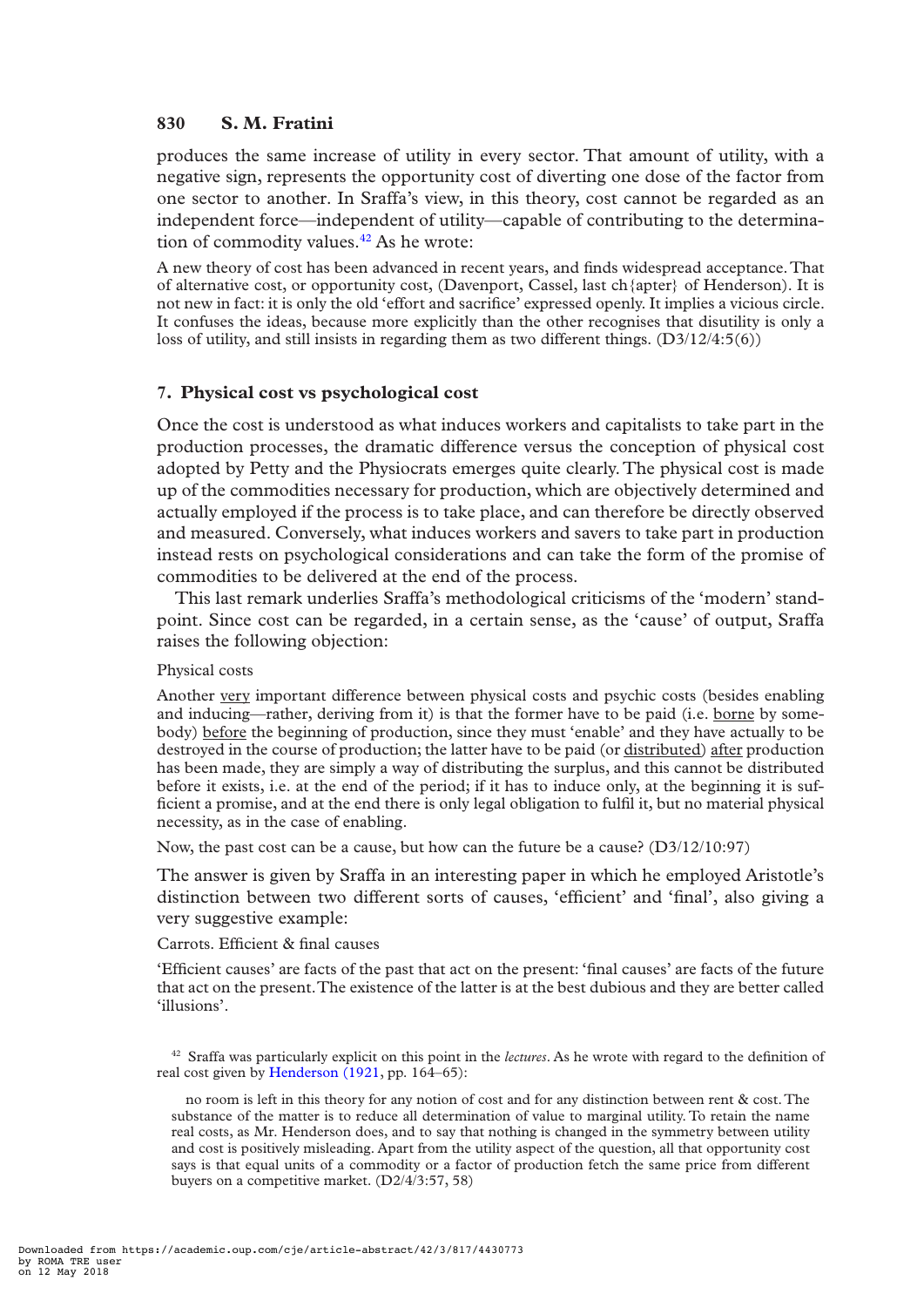produces the same increase of utility in every sector. That amount of utility, with a negative sign, represents the opportunity cost of diverting one dose of the factor from one sector to another. In Sraffa's view, in this theory, cost cannot be regarded as an independent force—independent of utility—capable of contributing to the determination of commodity values.[42] As he wrote:

> A new theory of cost has been advanced in recent years, and finds widespread acceptance. That of alternative cost, or opportunity cost, (Davenport, Cassel, last ch{apter} of Henderson). It is not new in fact: it is only the old 'effort and sacrifice' expressed openly. It implies a vicious circle. It confuses the ideas, because more explicitly than the other recognises that disutility is only a loss of utility, and still insists in regarding them as two different things. (D3/12/4:5(6))

## 7. Physical cost vs psychological cost

Once the cost is understood as what induces workers and capitalists to take part in the production processes, the dramatic difference versus the conception of physical cost adopted by Petty and the Physiocrats emerges quite clearly. The physical cost is made up of the commodities necessary for production, which are objectively determined and actually employed if the process is to take place, and can therefore be directly observed and measured. Conversely, what induces workers and savers to take part in production instead rests on psychological considerations and can take the form of the promise of commodities to be delivered at the end of the process.

This last remark underlies Sraffa's methodological criticisms of the 'modern' standpoint. Since cost can be regarded, in a certain sense, as the 'cause' of output, Sraffa raises the following objection:

> Physical costs
>
> Another very important difference between physical costs and psychic costs (besides enabling and inducing—rather, deriving from it) is that the former have to be paid (i.e. borne by somebody) before the beginning of production, since they must 'enable' and they have actually to be destroyed in the course of production; the latter have to be paid (or distributed) after production has been made, they are simply a way of distributing the surplus, and this cannot be distributed before it exists, i.e. at the end of the period; if it has to induce only, at the beginning it is sufficient a promise, and at the end there is only legal obligation to fulfil it, but no material physical necessity, as in the case of enabling.
>
> Now, the past cost can be a cause, but how can the future be a cause? (D3/12/10:97)

The answer is given by Sraffa in an interesting paper in which he employed Aristotle's distinction between two different sorts of causes, 'efficient' and 'final', also giving a very suggestive example:

> Carrots. Efficient & final causes
>
> 'Efficient causes' are facts of the past that act on the present: 'final causes' are facts of the future that act on the present. The existence of the latter is at the best dubious and they are better called 'illusions'.

[42] Sraffa was particularly explicit on this point in the *lectures*. As he wrote with regard to the definition of real cost given by Henderson (1921, pp. 164–65):

> no room is left in this theory for any notion of cost and for any distinction between rent & cost. The substance of the matter is to reduce all determination of value to marginal utility. To retain the name real costs, as Mr. Henderson does, and to say that nothing is changed in the symmetry between utility and cost is positively misleading. Apart from the utility aspect of the question, all that opportunity cost says is that equal units of a commodity or a factor of production fetch the same price from different buyers on a competitive market. (D2/4/3:57, 58)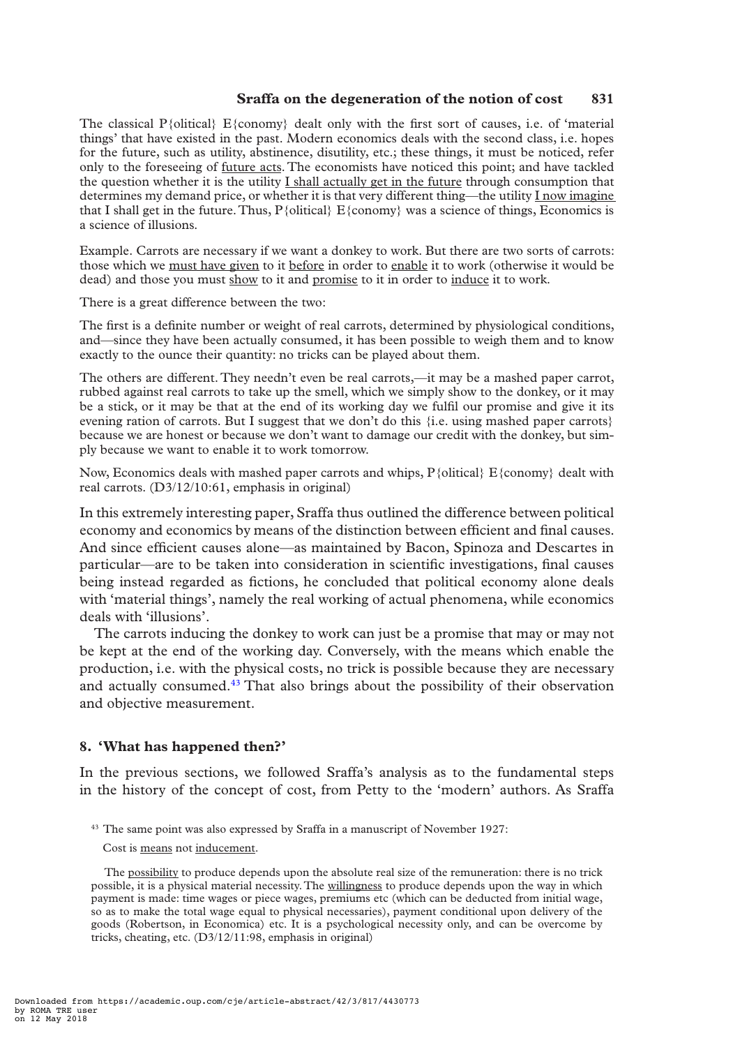The classical P{olitical} E{conomy} dealt only with the first sort of causes, i.e. of 'material things' that have existed in the past. Modern economics deals with the second class, i.e. hopes for the future, such as utility, abstinence, disutility, etc.; these things, it must be noticed, refer only to the foreseeing of future acts. The economists have noticed this point; and have tackled the question whether it is the utility I shall actually get in the future through consumption that determines my demand price, or whether it is that very different thing—the utility I now imagine that I shall get in the future. Thus, P{olitical} E{conomy} was a science of things, Economics is a science of illusions.

Example. Carrots are necessary if we want a donkey to work. But there are two sorts of carrots: those which we must have given to it before in order to enable it to work (otherwise it would be dead) and those you must show to it and promise to it in order to induce it to work.

There is a great difference between the two:

The first is a definite number or weight of real carrots, determined by physiological conditions, and—since they have been actually consumed, it has been possible to weigh them and to know exactly to the ounce their quantity: no tricks can be played about them.

The others are different. They needn't even be real carrots,—it may be a mashed paper carrot, rubbed against real carrots to take up the smell, which we simply show to the donkey, or it may be a stick, or it may be that at the end of its working day we fulfil our promise and give it its evening ration of carrots. But I suggest that we don't do this {i.e. using mashed paper carrots} because we are honest or because we don't want to damage our credit with the donkey, but simply because we want to enable it to work tomorrow.

Now, Economics deals with mashed paper carrots and whips, P{olitical} E{conomy} dealt with real carrots. (D3/12/10:61, emphasis in original)

In this extremely interesting paper, Sraffa thus outlined the difference between political economy and economics by means of the distinction between efficient and final causes. And since efficient causes alone—as maintained by Bacon, Spinoza and Descartes in particular—are to be taken into consideration in scientific investigations, final causes being instead regarded as fictions, he concluded that political economy alone deals with 'material things', namely the real working of actual phenomena, while economics deals with 'illusions'.

The carrots inducing the donkey to work can just be a promise that may or may not be kept at the end of the working day. Conversely, with the means which enable the production, i.e. with the physical costs, no trick is possible because they are necessary and actually consumed.[43] That also brings about the possibility of their observation and objective measurement.

## 8. 'What has happened then?'

In the previous sections, we followed Sraffa's analysis as to the fundamental steps in the history of the concept of cost, from Petty to the 'modern' authors. As Sraffa

[43] The same point was also expressed by Sraffa in a manuscript of November 1927:

Cost is means not inducement.

The possibility to produce depends upon the absolute real size of the remuneration: there is no trick possible, it is a physical material necessity. The willingness to produce depends upon the way in which payment is made: time wages or piece wages, premiums etc (which can be deducted from initial wage, so as to make the total wage equal to physical necessaries), payment conditional upon delivery of the goods (Robertson, in Economica) etc. It is a psychological necessity only, and can be overcome by tricks, cheating, etc. (D3/12/11:98, emphasis in original)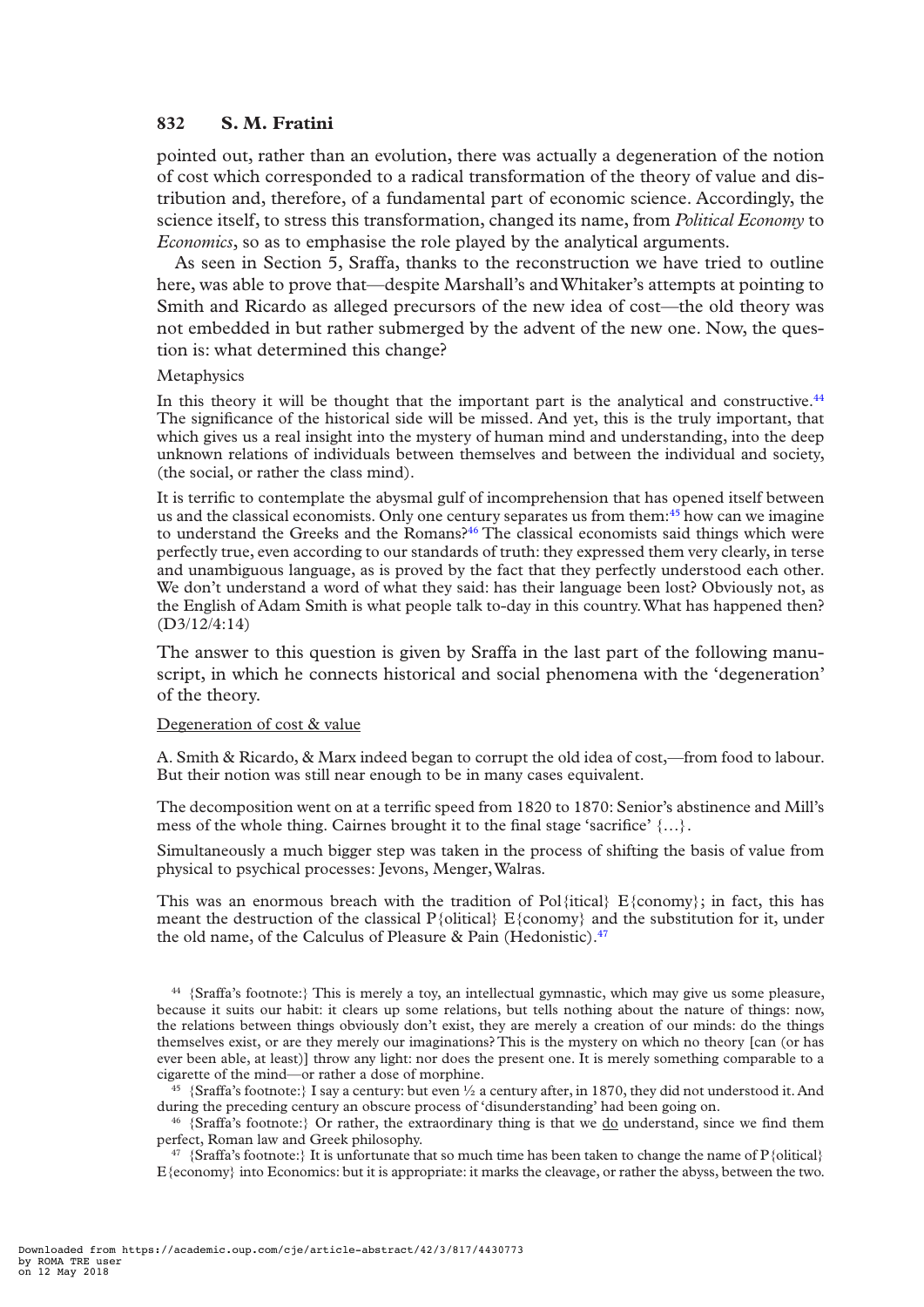pointed out, rather than an evolution, there was actually a degeneration of the notion of cost which corresponded to a radical transformation of the theory of value and distribution and, therefore, of a fundamental part of economic science. Accordingly, the science itself, to stress this transformation, changed its name, from *Political Economy* to *Economics*, so as to emphasise the role played by the analytical arguments.

As seen in Section 5, Sraffa, thanks to the reconstruction we have tried to outline here, was able to prove that—despite Marshall's and Whitaker's attempts at pointing to Smith and Ricardo as alleged precursors of the new idea of cost—the old theory was not embedded in but rather submerged by the advent of the new one. Now, the question is: what determined this change?

> Metaphysics
>
> In this theory it will be thought that the important part is the analytical and constructive.[44] The significance of the historical side will be missed. And yet, this is the truly important, that which gives us a real insight into the mystery of human mind and understanding, into the deep unknown relations of individuals between themselves and between the individual and society, (the social, or rather the class mind).
>
> It is terrific to contemplate the abysmal gulf of incomprehension that has opened itself between us and the classical economists. Only one century separates us from them:[45] how can we imagine to understand the Greeks and the Romans?[46] The classical economists said things which were perfectly true, even according to our standards of truth: they expressed them very clearly, in terse and unambiguous language, as is proved by the fact that they perfectly understood each other. We don't understand a word of what they said: has their language been lost? Obviously not, as the English of Adam Smith is what people talk to-day in this country. What has happened then? (D3/12/4:14)

The answer to this question is given by Sraffa in the last part of the following manuscript, in which he connects historical and social phenomena with the 'degeneration' of the theory.

> <u>Degeneration of cost & value</u>
>
> A. Smith & Ricardo, & Marx indeed began to corrupt the old idea of cost,—from food to labour. But their notion was still near enough to be in many cases equivalent.
>
> The decomposition went on at a terrific speed from 1820 to 1870: Senior's abstinence and Mill's mess of the whole thing. Cairnes brought it to the final stage 'sacrifice' {…}.
>
> Simultaneously a much bigger step was taken in the process of shifting the basis of value from physical to psychical processes: Jevons, Menger, Walras.
>
> This was an enormous breach with the tradition of Pol{itical} E{conomy}; in fact, this has meant the destruction of the classical P{olitical} E{conomy} and the substitution for it, under the old name, of the Calculus of Pleasure & Pain (Hedonistic).[47]

[44] {Sraffa's footnote:} This is merely a toy, an intellectual gymnastic, which may give us some pleasure, because it suits our habit: it clears up some relations, but tells nothing about the nature of things: now, the relations between things obviously don't exist, they are merely a creation of our minds: do the things themselves exist, or are they merely our imaginations? This is the mystery on which no theory [can (or has ever been able, at least)] throw any light: nor does the present one. It is merely something comparable to a cigarette of the mind—or rather a dose of morphine.

[45] {Sraffa's footnote:} I say a century: but even ½ a century after, in 1870, they did not understood it. And during the preceding century an obscure process of 'disunderstanding' had been going on.

[46] {Sraffa's footnote:} Or rather, the extraordinary thing is that we <u>do</u> understand, since we find them perfect, Roman law and Greek philosophy.

[47] {Sraffa's footnote:} It is unfortunate that so much time has been taken to change the name of P{olitical} E{conomy} into Economics: but it is appropriate: it marks the cleavage, or rather the abyss, between the two.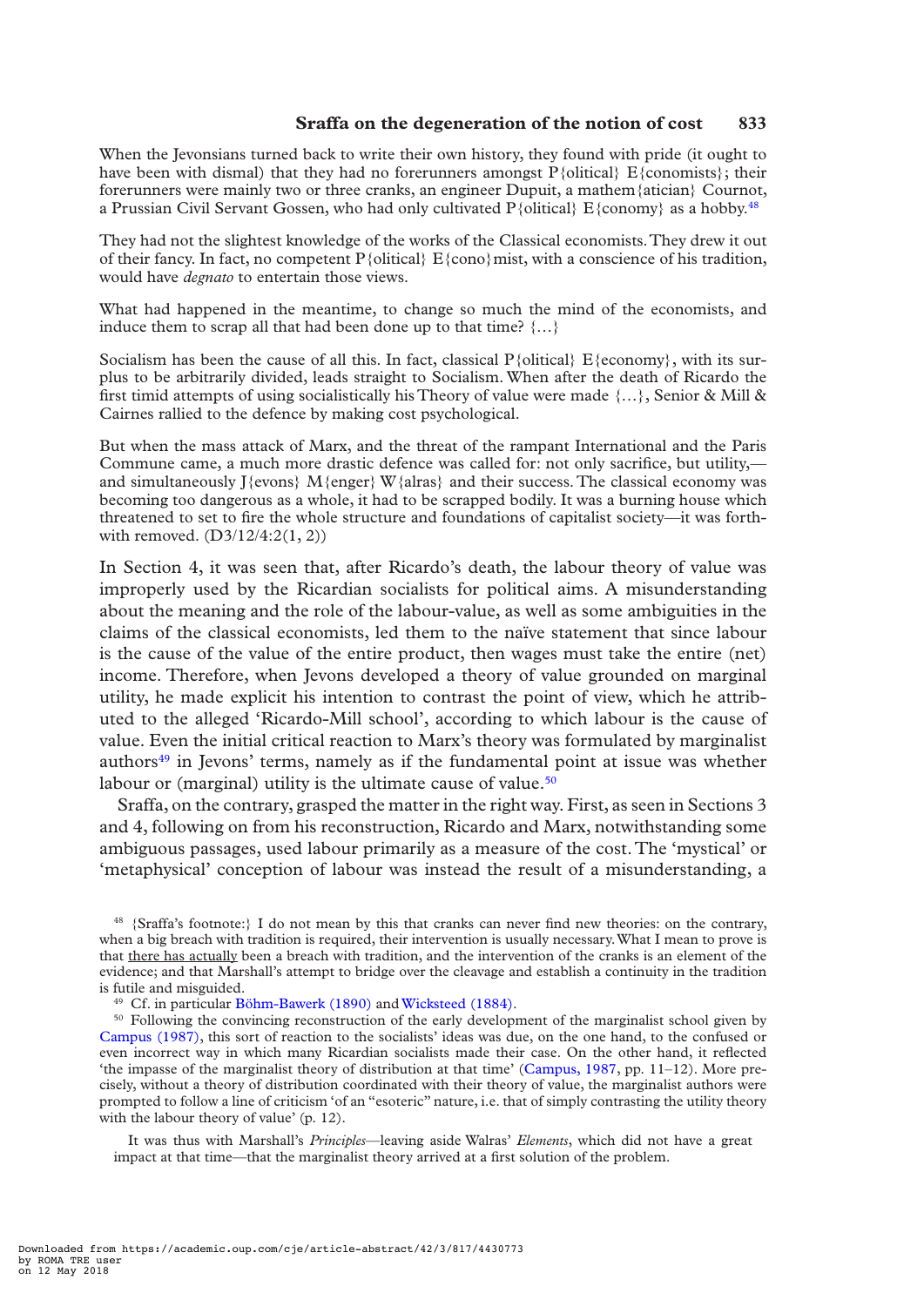When the Jevonsians turned back to write their own history, they found with pride (it ought to have been with dismal) that they had no forerunners amongst P{olitical} E{conomists}; their forerunners were mainly two or three cranks, an engineer Dupuit, a mathem{atician} Cournot, a Prussian Civil Servant Gossen, who had only cultivated P{olitical} E{conomy} as a hobby.[48]

They had not the slightest knowledge of the works of the Classical economists. They drew it out of their fancy. In fact, no competent P{olitical} E{cono}mist, with a conscience of his tradition, would have *degnato* to entertain those views.

What had happened in the meantime, to change so much the mind of the economists, and induce them to scrap all that had been done up to that time? {…}

Socialism has been the cause of all this. In fact, classical P{olitical} E{conomy}, with its surplus to be arbitrarily divided, leads straight to Socialism. When after the death of Ricardo the first timid attempts of using socialistically his Theory of value were made {…}, Senior & Mill & Cairnes rallied to the defence by making cost psychological.

But when the mass attack of Marx, and the threat of the rampant International and the Paris Commune came, a much more drastic defence was called for: not only sacrifice, but utility,—and simultaneously J{evons} M{enger} W{alras} and their success. The classical economy was becoming too dangerous as a whole, it had to be scrapped bodily. It was a burning house which threatened to set to fire the whole structure and foundations of capitalist society—it was forthwith removed. (D3/12/4:2(1, 2))

In Section 4, it was seen that, after Ricardo's death, the labour theory of value was improperly used by the Ricardian socialists for political aims. A misunderstanding about the meaning and the role of the labour-value, as well as some ambiguities in the claims of the classical economists, led them to the naïve statement that since labour is the cause of the value of the entire product, then wages must take the entire (net) income. Therefore, when Jevons developed a theory of value grounded on marginal utility, he made explicit his intention to contrast the point of view, which he attributed to the alleged 'Ricardo-Mill school', according to which labour is the cause of value. Even the initial critical reaction to Marx's theory was formulated by marginalist authors[49] in Jevons' terms, namely as if the fundamental point at issue was whether labour or (marginal) utility is the ultimate cause of value.[50]

Sraffa, on the contrary, grasped the matter in the right way. First, as seen in Sections 3 and 4, following on from his reconstruction, Ricardo and Marx, notwithstanding some ambiguous passages, used labour primarily as a measure of the cost. The 'mystical' or 'metaphysical' conception of labour was instead the result of a misunderstanding, a

[48] {Sraffa's footnote:} I do not mean by this that cranks can never find new theories: on the contrary, when a big breach with tradition is required, their intervention is usually necessary. What I mean to prove is that there has actually been a breach with tradition, and the intervention of the cranks is an element of the evidence; and that Marshall's attempt to bridge over the cleavage and establish a continuity in the tradition is futile and misguided.

[49] Cf. in particular Böhm-Bawerk (1890) and Wicksteed (1884).

[50] Following the convincing reconstruction of the early development of the marginalist school given by Campus (1987), this sort of reaction to the socialists' ideas was due, on the one hand, to the confused or even incorrect way in which many Ricardian socialists made their case. On the other hand, it reflected 'the impasse of the marginalist theory of distribution at that time' (Campus, 1987, pp. 11–12). More precisely, without a theory of distribution coordinated with their theory of value, the marginalist authors were prompted to follow a line of criticism 'of an "esoteric" nature, i.e. that of simply contrasting the utility theory with the labour theory of value' (p. 12).

It was thus with Marshall's *Principles*—leaving aside Walras' *Elements*, which did not have a great impact at that time—that the marginalist theory arrived at a first solution of the problem.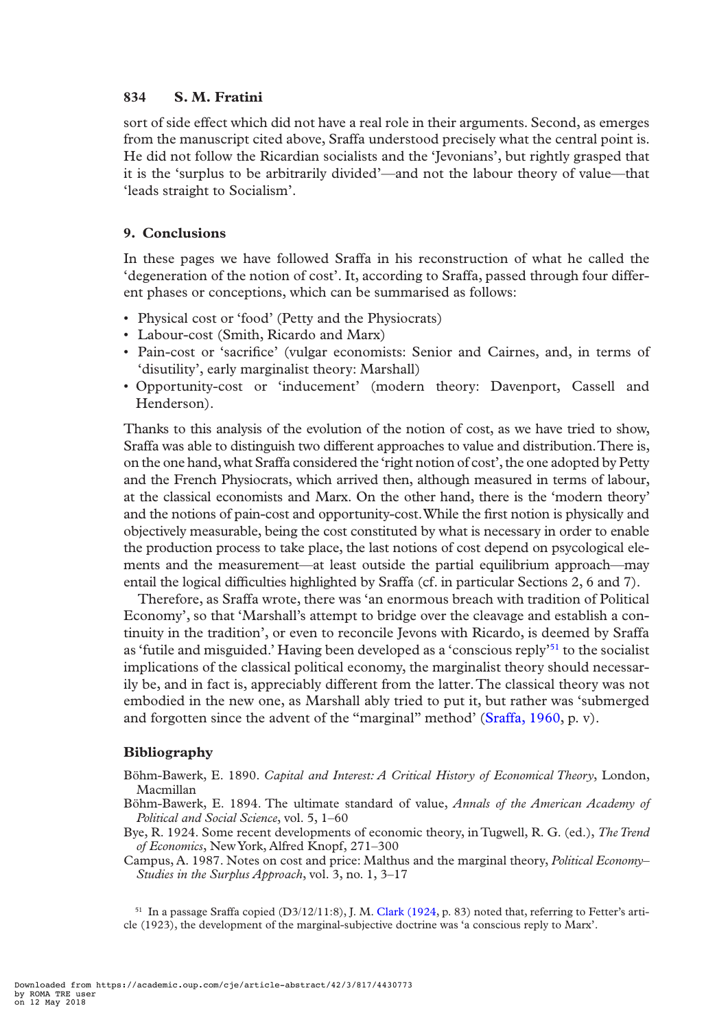sort of side effect which did not have a real role in their arguments. Second, as emerges from the manuscript cited above, Sraffa understood precisely what the central point is. He did not follow the Ricardian socialists and the 'Jevonians', but rightly grasped that it is the 'surplus to be arbitrarily divided'—and not the labour theory of value—that 'leads straight to Socialism'.

## 9. Conclusions

In these pages we have followed Sraffa in his reconstruction of what he called the 'degeneration of the notion of cost'. It, according to Sraffa, passed through four different phases or conceptions, which can be summarised as follows:

- Physical cost or 'food' (Petty and the Physiocrats)
- Labour-cost (Smith, Ricardo and Marx)
- Pain-cost or 'sacrifice' (vulgar economists: Senior and Cairnes, and, in terms of 'disutility', early marginalist theory: Marshall)
- Opportunity-cost or 'inducement' (modern theory: Davenport, Cassell and Henderson).

Thanks to this analysis of the evolution of the notion of cost, as we have tried to show, Sraffa was able to distinguish two different approaches to value and distribution. There is, on the one hand, what Sraffa considered the 'right notion of cost', the one adopted by Petty and the French Physiocrats, which arrived then, although measured in terms of labour, at the classical economists and Marx. On the other hand, there is the 'modern theory' and the notions of pain-cost and opportunity-cost. While the first notion is physically and objectively measurable, being the cost constituted by what is necessary in order to enable the production process to take place, the last notions of cost depend on psycological elements and the measurement—at least outside the partial equilibrium approach—may entail the logical difficulties highlighted by Sraffa (cf. in particular Sections 2, 6 and 7).

Therefore, as Sraffa wrote, there was 'an enormous breach with tradition of Political Economy', so that 'Marshall's attempt to bridge over the cleavage and establish a continuity in the tradition', or even to reconcile Jevons with Ricardo, is deemed by Sraffa as 'futile and misguided.' Having been developed as a 'conscious reply'[51] to the socialist implications of the classical political economy, the marginalist theory should necessarily be, and in fact is, appreciably different from the latter. The classical theory was not embodied in the new one, as Marshall ably tried to put it, but rather was 'submerged and forgotten since the advent of the "marginal" method' (Sraffa, 1960, p. v).

## Bibliography

Böhm-Bawerk, E. 1890. *Capital and Interest: A Critical History of Economical Theory*, London, Macmillan

Böhm-Bawerk, E. 1894. The ultimate standard of value, *Annals of the American Academy of Political and Social Science*, vol. 5, 1–60

Bye, R. 1924. Some recent developments of economic theory, in Tugwell, R. G. (ed.), *The Trend of Economics*, New York, Alfred Knopf, 271–300

Campus, A. 1987. Notes on cost and price: Malthus and the marginal theory, *Political Economy–Studies in the Surplus Approach*, vol. 3, no. 1, 3–17

[51] In a passage Sraffa copied (D3/12/11:8), J. M. Clark (1924, p. 83) noted that, referring to Fetter's article (1923), the development of the marginal-subjective doctrine was 'a conscious reply to Marx'.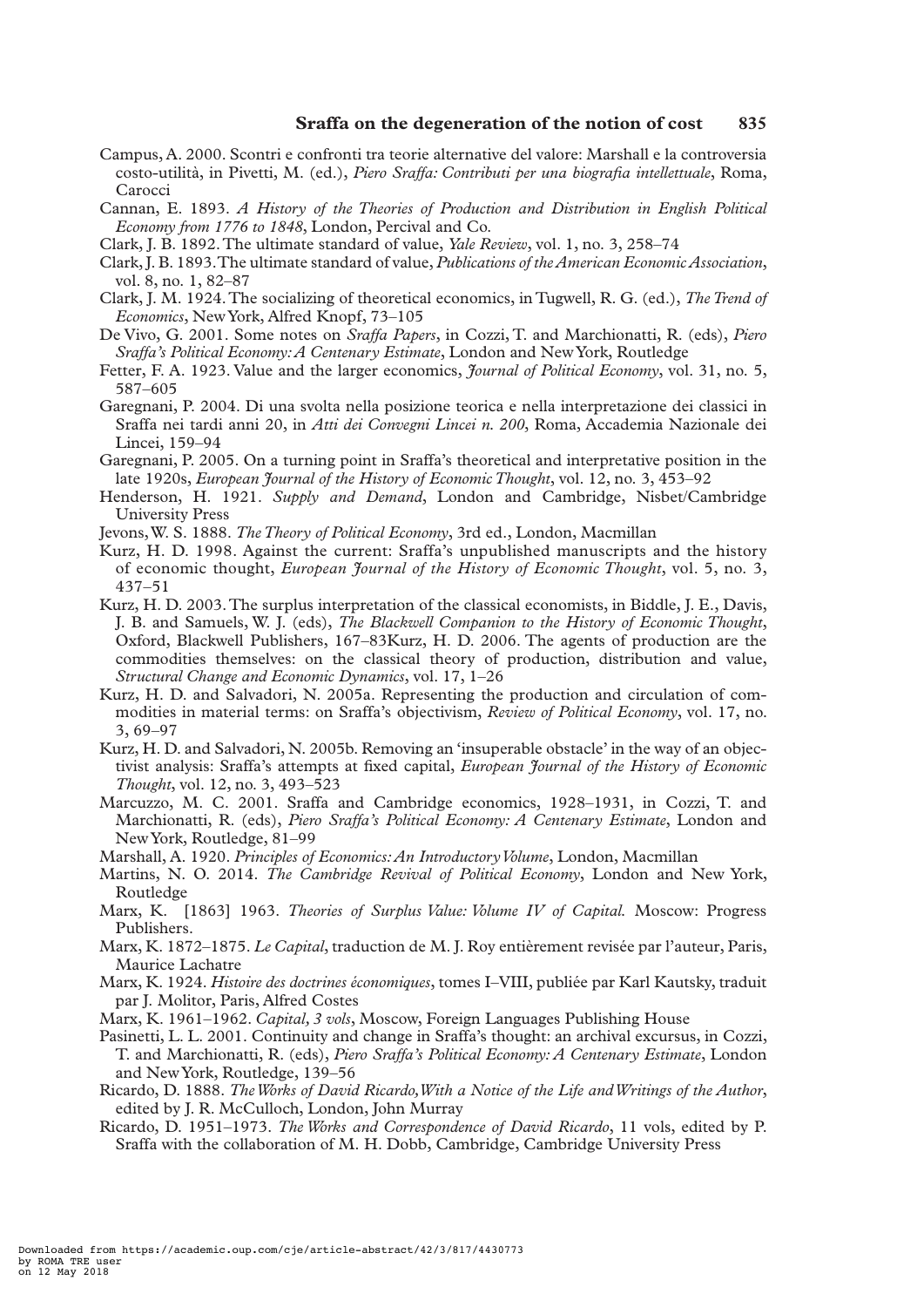Campus, A. 2000. Scontri e confronti tra teorie alternative del valore: Marshall e la controversia costo-utilità, in Pivetti, M. (ed.), *Piero Sraffa: Contributi per una biografia intellettuale*, Roma, Carocci

Cannan, E. 1893. *A History of the Theories of Production and Distribution in English Political Economy from 1776 to 1848*, London, Percival and Co.

Clark, J. B. 1892. The ultimate standard of value, *Yale Review*, vol. 1, no. 3, 258–74

Clark, J. B. 1893. The ultimate standard of value, *Publications of the American Economic Association*, vol. 8, no. 1, 82–87

Clark, J. M. 1924. The socializing of theoretical economics, in Tugwell, R. G. (ed.), *The Trend of Economics*, New York, Alfred Knopf, 73–105

De Vivo, G. 2001. Some notes on *Sraffa Papers*, in Cozzi, T. and Marchionatti, R. (eds), *Piero Sraffa's Political Economy: A Centenary Estimate*, London and New York, Routledge

Fetter, F. A. 1923. Value and the larger economics, *Journal of Political Economy*, vol. 31, no. 5, 587–605

Garegnani, P. 2004. Di una svolta nella posizione teorica e nella interpretazione dei classici in Sraffa nei tardi anni 20, in *Atti dei Convegni Lincei n. 200*, Roma, Accademia Nazionale dei Lincei, 159–94

Garegnani, P. 2005. On a turning point in Sraffa's theoretical and interpretative position in the late 1920s, *European Journal of the History of Economic Thought*, vol. 12, no. 3, 453–92

Henderson, H. 1921. *Supply and Demand*, London and Cambridge, Nisbet/Cambridge University Press

Jevons, W. S. 1888. *The Theory of Political Economy*, 3rd ed., London, Macmillan

Kurz, H. D. 1998. Against the current: Sraffa's unpublished manuscripts and the history of economic thought, *European Journal of the History of Economic Thought*, vol. 5, no. 3, 437–51

Kurz, H. D. 2003. The surplus interpretation of the classical economists, in Biddle, J. E., Davis, J. B. and Samuels, W. J. (eds), *The Blackwell Companion to the History of Economic Thought*, Oxford, Blackwell Publishers, 167–83Kurz, H. D. 2006. The agents of production are the commodities themselves: on the classical theory of production, distribution and value, *Structural Change and Economic Dynamics*, vol. 17, 1–26

Kurz, H. D. and Salvadori, N. 2005a. Representing the production and circulation of commodities in material terms: on Sraffa's objectivism, *Review of Political Economy*, vol. 17, no. 3, 69–97

Kurz, H. D. and Salvadori, N. 2005b. Removing an 'insuperable obstacle' in the way of an objectivist analysis: Sraffa's attempts at fixed capital, *European Journal of the History of Economic Thought*, vol. 12, no. 3, 493–523

Marcuzzo, M. C. 2001. Sraffa and Cambridge economics, 1928–1931, in Cozzi, T. and Marchionatti, R. (eds), *Piero Sraffa's Political Economy: A Centenary Estimate*, London and New York, Routledge, 81–99

Marshall, A. 1920. *Principles of Economics: An Introductory Volume*, London, Macmillan

Martins, N. O. 2014. *The Cambridge Revival of Political Economy*, London and New York, Routledge

Marx, K. [1863] 1963. *Theories of Surplus Value: Volume IV of Capital.* Moscow: Progress Publishers.

Marx, K. 1872–1875. *Le Capital*, traduction de M. J. Roy entièrement revisée par l'auteur, Paris, Maurice Lachatre

Marx, K. 1924. *Histoire des doctrines économiques*, tomes I–VIII, publiée par Karl Kautsky, traduit par J. Molitor, Paris, Alfred Costes

Marx, K. 1961–1962. *Capital, 3 vols*, Moscow, Foreign Languages Publishing House

Pasinetti, L. L. 2001. Continuity and change in Sraffa's thought: an archival excursus, in Cozzi, T. and Marchionatti, R. (eds), *Piero Sraffa's Political Economy: A Centenary Estimate*, London and New York, Routledge, 139–56

Ricardo, D. 1888. *The Works of David Ricardo, With a Notice of the Life and Writings of the Author*, edited by J. R. McCulloch, London, John Murray

Ricardo, D. 1951–1973. *The Works and Correspondence of David Ricardo*, 11 vols, edited by P. Sraffa with the collaboration of M. H. Dobb, Cambridge, Cambridge University Press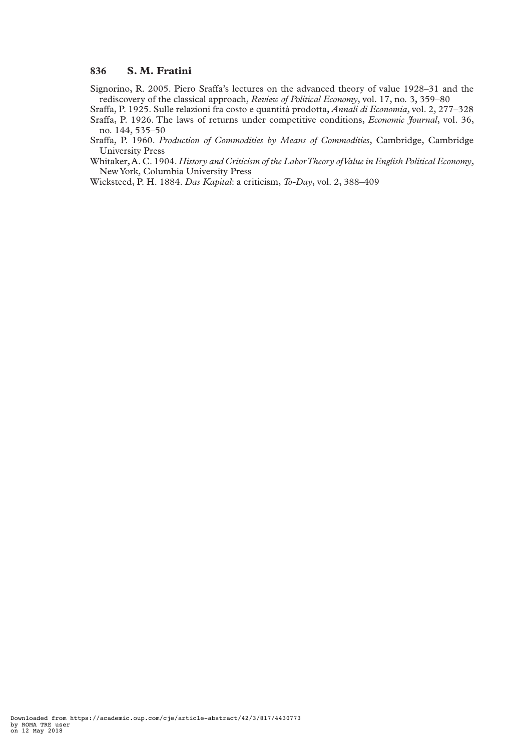Signorino, R. 2005. Piero Sraffa's lectures on the advanced theory of value 1928–31 and the rediscovery of the classical approach, *Review of Political Economy*, vol. 17, no. 3, 359–80

Sraffa, P. 1925. Sulle relazioni fra costo e quantità prodotta, *Annali di Economia*, vol. 2, 277–328

Sraffa, P. 1926. The laws of returns under competitive conditions, *Economic Journal*, vol. 36, no. 144, 535–50

Sraffa, P. 1960. *Production of Commodities by Means of Commodities*, Cambridge, Cambridge University Press

Whitaker, A. C. 1904. *History and Criticism of the Labor Theory of Value in English Political Economy*, New York, Columbia University Press

Wicksteed, P. H. 1884. *Das Kapital*: a criticism, *To-Day*, vol. 2, 388–409